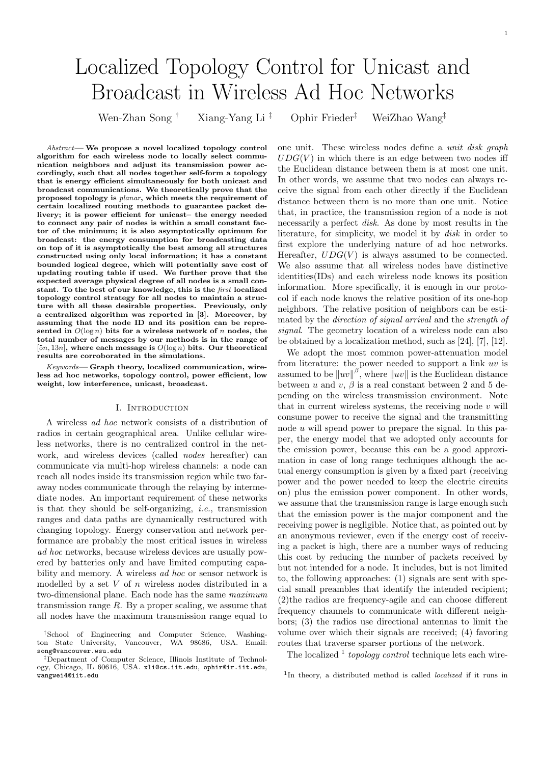# Localized Topology Control for Unicast and Broadcast in Wireless Ad Hoc Networks

Wen-Zhan Song † Xiang-Yang Li ‡ Ophir Frieder‡ WeiZhao Wang‡

*Abstract*— **We propose a novel localized topology control algorithm for each wireless node to locally select communication neighbors and adjust its transmission power accordingly, such that all nodes together self-form a topology that is energy efficient simultaneously for both unicast and broadcast communications. We theoretically prove that the proposed topology is *planar*, which meets the requirement of certain localized routing methods to guarantee packet delivery; it is power efficient for unicast– the energy needed to connect any pair of nodes is within a small constant factor of the minimum; it is also asymptotically optimum for broadcast: the energy consumption for broadcasting data on top of it is asymptotically the best among all structures constructed using only local information; it has a constant bounded logical degree, which will potentially save cost of updating routing table if used. We further prove that the expected average physical degree of all nodes is a small constant. To the best of our knowledge, this is the *first* localized topology control strategy for all nodes to maintain a structure with all these desirable properties. Previously, only a centralized algorithm was reported in [3]. Moreover, by assuming that the node ID and its position can be represented in $O(\log n)$ bits for a wireless network of $n$ nodes, the total number of messages by our methods is in the range of $[5n, 13n]$, where each message is $O(\log n)$ bits. Our theoretical results are corroborated in the simulations.**

*Keywords*— **Graph theory, localized communication, wireless ad hoc networks, topology control, power efficient, low weight, low interference, unicast, broadcast.**

## I. Introduction

A wireless *ad hoc* network consists of a distribution of radios in certain geographical area. Unlike cellular wireless networks, there is no centralized control in the network, and wireless devices (called *nodes* hereafter) can communicate via multi-hop wireless channels: a node can reach all nodes inside its transmission region while two faraway nodes communicate through the relaying by intermediate nodes. An important requirement of these networks is that they should be self-organizing, *i.e.*, transmission ranges and data paths are dynamically restructured with changing topology. Energy conservation and network performance are probably the most critical issues in wireless *ad hoc* networks, because wireless devices are usually powered by batteries only and have limited computing capability and memory. A wireless *ad hoc* or sensor network is modelled by a set $V$ of $n$ wireless nodes distributed in a two-dimensional plane. Each node has the same *maximum* transmission range $R$. By a proper scaling, we assume that all nodes have the maximum transmission range equal to one unit. These wireless nodes define a *unit disk graph* $UDG(V)$ in which there is an edge between two nodes iff the Euclidean distance between them is at most one unit. In other words, we assume that two nodes can always receive the signal from each other directly if the Euclidean distance between them is no more than one unit. Notice that, in practice, the transmission region of a node is not necessarily a perfect *disk*. As done by most results in the literature, for simplicity, we model it by *disk* in order to first explore the underlying nature of ad hoc networks. Hereafter, $UDG(V)$ is always assumed to be connected. We also assume that all wireless nodes have distinctive identities(IDs) and each wireless node knows its position information. More specifically, it is enough in our protocol if each node knows the relative position of its one-hop neighbors. The relative position of neighbors can be estimated by the *direction of signal arrival* and the *strength of signal*. The geometry location of a wireless node can also be obtained by a localization method, such as [24], [7], [12].

We adopt the most common power-attenuation model from literature: the power needed to support a link $uv$ is assumed to be $\|uv\|^{\beta}$, where $\|uv\|$ is the Euclidean distance between $u$ and $v$, $\beta$ is a real constant between 2 and 5 depending on the wireless transmission environment. Note that in current wireless systems, the receiving node $v$ will consume power to receive the signal and the transmitting node $u$ will spend power to prepare the signal. In this paper, the energy model that we adopted only accounts for the emission power, because this can be a good approximation in case of long range techniques although the actual energy consumption is given by a fixed part (receiving power and the power needed to keep the electric circuits on) plus the emission power component. In other words, we assume that the transmission range is large enough such that the emission power is the major component and the receiving power is negligible. Notice that, as pointed out by an anonymous reviewer, even if the energy cost of receiving a packet is high, there are a number ways of reducing this cost by reducing the number of packets received by but not intended for a node. It includes, but is not limited to, the following approaches: (1) signals are sent with special small preambles that identify the intended recipient; (2)the radios are frequency-agile and can choose different frequency channels to communicate with different neighbors; (3) the radios use directional antennas to limit the volume over which their signals are received; (4) favoring routes that traverse sparser portions of the network.

The localized [1] *topology control* technique lets each wire-

†School of Engineering and Computer Science, Washington State University, Vancouver, WA 98686, USA. Email: song@vancouver.wsu.edu

‡Department of Computer Science, Illinois Institute of Technology, Chicago, IL 60616, USA. xli@cs.iit.edu, ophir@ir.iit.edu, wangwei4@iit.edu

[1] In theory, a distributed method is called *localized* if it runs in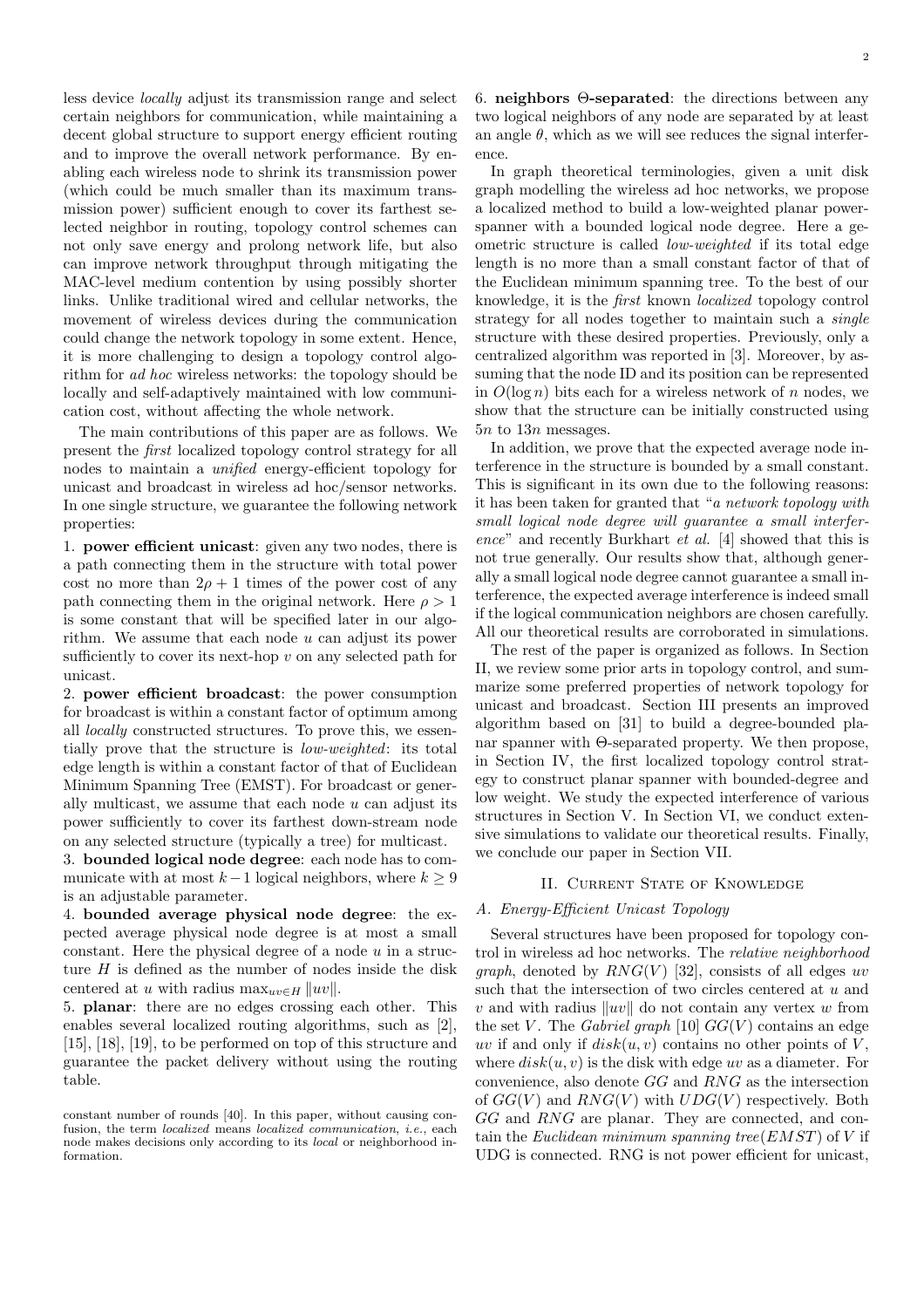less device *locally* adjust its transmission range and select certain neighbors for communication, while maintaining a decent global structure to support energy efficient routing and to improve the overall network performance. By enabling each wireless node to shrink its transmission power (which could be much smaller than its maximum transmission power) sufficient enough to cover its farthest selected neighbor in routing, topology control schemes can not only save energy and prolong network life, but also can improve network throughput through mitigating the MAC-level medium contention by using possibly shorter links. Unlike traditional wired and cellular networks, the movement of wireless devices during the communication could change the network topology in some extent. Hence, it is more challenging to design a topology control algorithm for *ad hoc* wireless networks: the topology should be locally and self-adaptively maintained with low communication cost, without affecting the whole network.

The main contributions of this paper are as follows. We present the *first* localized topology control strategy for all nodes to maintain a *unified* energy-efficient topology for unicast and broadcast in wireless ad hoc/sensor networks. In one single structure, we guarantee the following network properties:

1. **power efficient unicast**: given any two nodes, there is a path connecting them in the structure with total power cost no more than $2\rho + 1$ times of the power cost of any path connecting them in the original network. Here $\rho > 1$ is some constant that will be specified later in our algorithm. We assume that each node $u$ can adjust its power sufficiently to cover its next-hop $v$ on any selected path for unicast.

2. **power efficient broadcast**: the power consumption for broadcast is within a constant factor of optimum among all *locally* constructed structures. To prove this, we essentially prove that the structure is *low-weighted*: its total edge length is within a constant factor of that of Euclidean Minimum Spanning Tree (EMST). For broadcast or generally multicast, we assume that each node $u$ can adjust its power sufficiently to cover its farthest down-stream node on any selected structure (typically a tree) for multicast.

3. **bounded logical node degree**: each node has to communicate with at most $k-1$ logical neighbors, where $k \geq 9$ is an adjustable parameter.

4. **bounded average physical node degree**: the expected average physical node degree is at most a small constant. Here the physical degree of a node $u$ in a structure $H$ is defined as the number of nodes inside the disk centered at $u$ with radius $\max_{uv \in H} \|uv\|$.

5. **planar**: there are no edges crossing each other. This enables several localized routing algorithms, such as [2], [15], [18], [19], to be performed on top of this structure and guarantee the packet delivery without using the routing table.

6. **neighbors Θ-separated**: the directions between any two logical neighbors of any node are separated by at least an angle $\theta$, which as we will see reduces the signal interference.

In graph theoretical terminologies, given a unit disk graph modelling the wireless ad hoc networks, we propose a localized method to build a low-weighted planar power-spanner with a bounded logical node degree. Here a geometric structure is called *low-weighted* if its total edge length is no more than a small constant factor of that of the Euclidean minimum spanning tree. To the best of our knowledge, it is the *first* known *localized* topology control strategy for all nodes together to maintain such a *single* structure with these desired properties. Previously, only a centralized algorithm was reported in [3]. Moreover, by assuming that the node ID and its position can be represented in $O(\log n)$ bits each for a wireless network of $n$ nodes, we show that the structure can be initially constructed using $5n$ to $13n$ messages.

In addition, we prove that the expected average node interference in the structure is bounded by a small constant. This is significant in its own due to the following reasons: it has been taken for granted that "*a network topology with small logical node degree will guarantee a small interference*" and recently Burkhart *et al.* [4] showed that this is not true generally. Our results show that, although generally a small logical node degree cannot guarantee a small interference, the expected average interference is indeed small if the logical communication neighbors are chosen carefully. All our theoretical results are corroborated in simulations.

The rest of the paper is organized as follows. In Section II, we review some prior arts in topology control, and summarize some preferred properties of network topology for unicast and broadcast. Section III presents an improved algorithm based on [31] to build a degree-bounded planar spanner with Θ-separated property. We then propose, in Section IV, the first localized topology control strategy to construct planar spanner with bounded-degree and low weight. We study the expected interference of various structures in Section V. In Section VI, we conduct extensive simulations to validate our theoretical results. Finally, we conclude our paper in Section VII.

## II. Current State of Knowledge

### A. Energy-Efficient Unicast Topology

Several structures have been proposed for topology control in wireless ad hoc networks. The *relative neighborhood graph*, denoted by $RNG(V)$ [32], consists of all edges $uv$ such that the intersection of two circles centered at $u$ and $v$ and with radius $\|uv\|$ do not contain any vertex $w$ from the set $V$. The *Gabriel graph* [10] $GG(V)$ contains an edge $uv$ if and only if $disk(u, v)$ contains no other points of $V$, where $disk(u, v)$ is the disk with edge $uv$ as a diameter. For convenience, also denote $GG$ and $RNG$ as the intersection of $GG(V)$ and $RNG(V)$ with $UDG(V)$ respectively. Both $GG$ and $RNG$ are planar. They are connected, and contain the *Euclidean minimum spanning tree*($EMST$) of $V$ if UDG is connected. RNG is not power efficient for unicast,

constant number of rounds [40]. In this paper, without causing confusion, the term *localized* means *localized communication*, *i.e.*, each node makes decisions only according to its *local* or neighborhood information.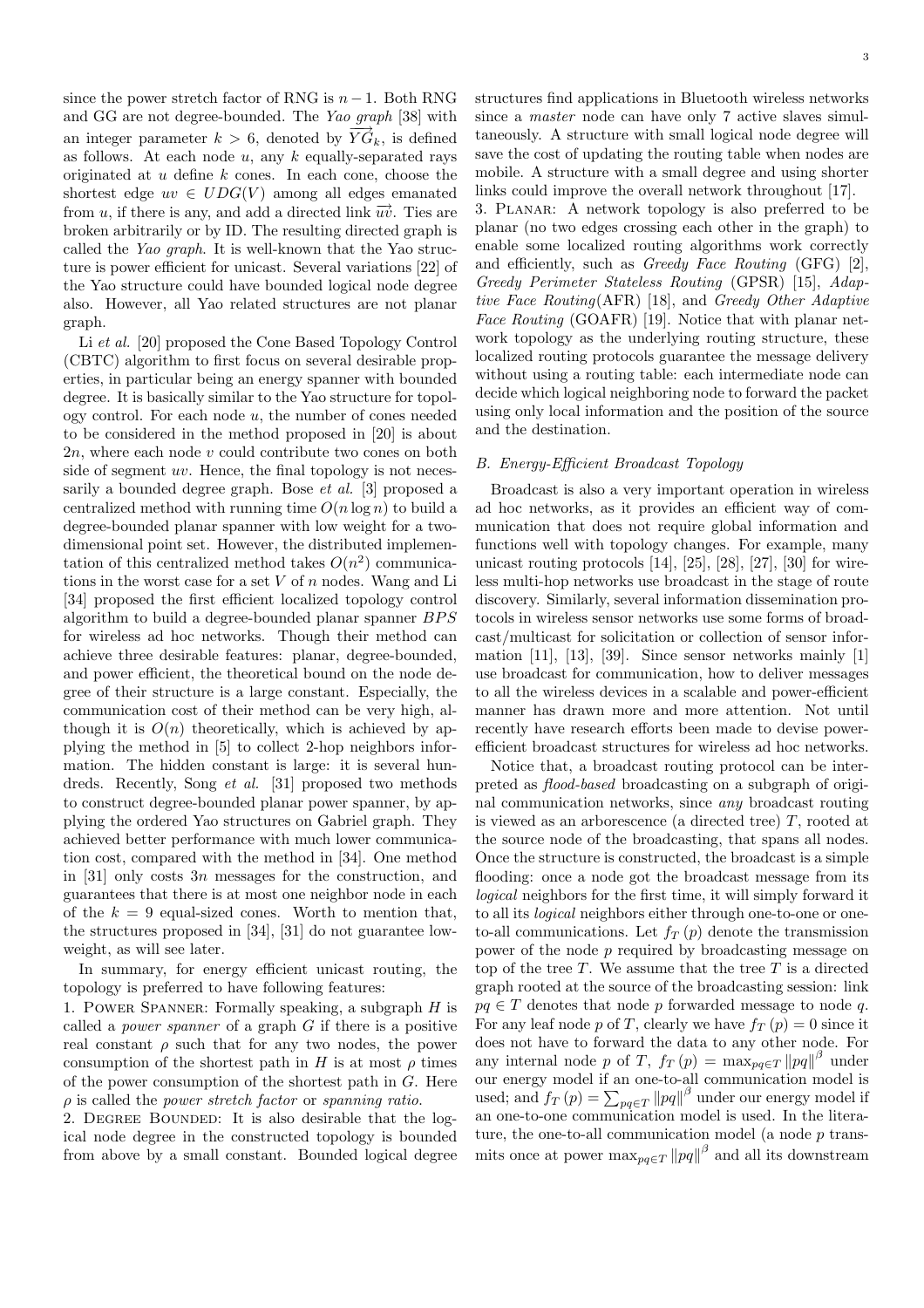since the power stretch factor of RNG is $n-1$. Both RNG and GG are not degree-bounded. The *Yao graph* [38] with an integer parameter $k > 6$, denoted by $\overrightarrow{YG}_k$, is defined as follows. At each node $u$, any $k$ equally-separated rays originated at $u$ define $k$ cones. In each cone, choose the shortest edge $uv \in UDG(V)$ among all edges emanated from $u$, if there is any, and add a directed link $\overrightarrow{uv}$. Ties are broken arbitrarily or by ID. The resulting directed graph is called the *Yao graph*. It is well-known that the Yao structure is power efficient for unicast. Several variations [22] of the Yao structure could have bounded logical node degree also. However, all Yao related structures are not planar graph.

Li *et al.* [20] proposed the Cone Based Topology Control (CBTC) algorithm to first focus on several desirable properties, in particular being an energy spanner with bounded degree. It is basically similar to the Yao structure for topology control. For each node $u$, the number of cones needed to be considered in the method proposed in [20] is about $2n$, where each node $v$ could contribute two cones on both side of segment $uv$. Hence, the final topology is not necessarily a bounded degree graph. Bose *et al.* [3] proposed a centralized method with running time $O(n \log n)$ to build a degree-bounded planar spanner with low weight for a two-dimensional point set. However, the distributed implementation of this centralized method takes $O(n^2)$ communications in the worst case for a set $V$ of $n$ nodes. Wang and Li [34] proposed the first efficient localized topology control algorithm to build a degree-bounded planar spanner $BPS$ for wireless ad hoc networks. Though their method can achieve three desirable features: planar, degree-bounded, and power efficient, the theoretical bound on the node degree of their structure is a large constant. Especially, the communication cost of their method can be very high, although it is $O(n)$ theoretically, which is achieved by applying the method in [5] to collect 2-hop neighbors information. The hidden constant is large: it is several hundreds. Recently, Song *et al.* [31] proposed two methods to construct degree-bounded planar power spanner, by applying the ordered Yao structures on Gabriel graph. They achieved better performance with much lower communication cost, compared with the method in [34]. One method in [31] only costs $3n$ messages for the construction, and guarantees that there is at most one neighbor node in each of the $k = 9$ equal-sized cones. Worst to mention that, the structures proposed in [34], [31] do not guarantee low-weight, as will see later.

In summary, for energy efficient unicast routing, the topology is preferred to have following features:

1. Power Spanner: Formally speaking, a subgraph $H$ is called a *power spanner* of a graph $G$ if there is a positive real constant $\rho$ such that for any two nodes, the power consumption of the shortest path in $H$ is at most $\rho$ times of the power consumption of the shortest path in $G$. Here $\rho$ is called the *power stretch factor* or *spanning ratio*.

2. Degree Bounded: It is also desirable that the logical node degree in the constructed topology is bounded from above by a small constant. Bounded logical degree structures find applications in Bluetooth wireless networks since a *master* node can have only 7 active slaves simultaneously. A structure with small logical node degree will save the cost of updating the routing table when nodes are mobile. A structure with a small degree and using shorter links could improve the overall network throughout [17].

3. Planar: A network topology is also preferred to be planar (no two edges crossing each other in the graph) to enable some localized routing algorithms work correctly and efficiently, such as *Greedy Face Routing* (GFG) [2], *Greedy Perimeter Stateless Routing* (GPSR) [15], *Adaptive Face Routing*(AFR) [18], and *Greedy Other Adaptive Face Routing* (GOAFR) [19]. Notice that with planar network topology as the underlying routing structure, these localized routing protocols guarantee the message delivery without using a routing table: each intermediate node can decide which logical neighboring node to forward the packet using only local information and the position of the source and the destination.

### B. Energy-Efficient Broadcast Topology

Broadcast is also a very important operation in wireless ad hoc networks, as it provides an efficient way of communication that does not require global information and functions well with topology changes. For example, many unicast routing protocols [14], [25], [28], [27], [30] for wireless multi-hop networks use broadcast in the stage of route discovery. Similarly, several information dissemination protocols in wireless sensor networks use some forms of broadcast/multicast for solicitation or collection of sensor information [11], [13], [39]. Since sensor networks mainly [1] use broadcast for communication, how to deliver messages to all the wireless devices in a scalable and power-efficient manner has drawn more and more attention. Not until recently have research efforts been made to devise power-efficient broadcast structures for wireless ad hoc networks.

Notice that, a broadcast routing protocol can be interpreted as *flood-based* broadcasting on a subgraph of original communication networks, since *any* broadcast routing is viewed as an arborescence (a directed tree) $T$, rooted at the source node of the broadcasting, that spans all nodes. Once the structure is constructed, the broadcast is a simple flooding: once a node got the broadcast message from its *logical* neighbors for the first time, it will simply forward it to all its *logical* neighbors either through one-to-one or one-to-all communications. Let $f_T(p)$ denote the transmission power of the node $p$ required by broadcasting message on top of the tree $T$. We assume that the tree $T$ is a directed graph rooted at the source of the broadcasting session: link $pq \in T$ denotes that node $p$ forwarded message to node $q$. For any leaf node $p$ of $T$, clearly we have $f_T(p) = 0$ since it does not have to forward the data to any other node. For any internal node $p$ of $T$, $f_T(p) = \max_{pq \in T} \|pq\|^\beta$ under our energy model if an one-to-all communication model is used; and $f_T(p) = \sum_{pq \in T} \|pq\|^\beta$ under our energy model if an one-to-one communication model is used. In the literature, the one-to-all communication model (a node $p$ transmits once at power $\max_{pq \in T} \|pq\|^\beta$ and all its downstream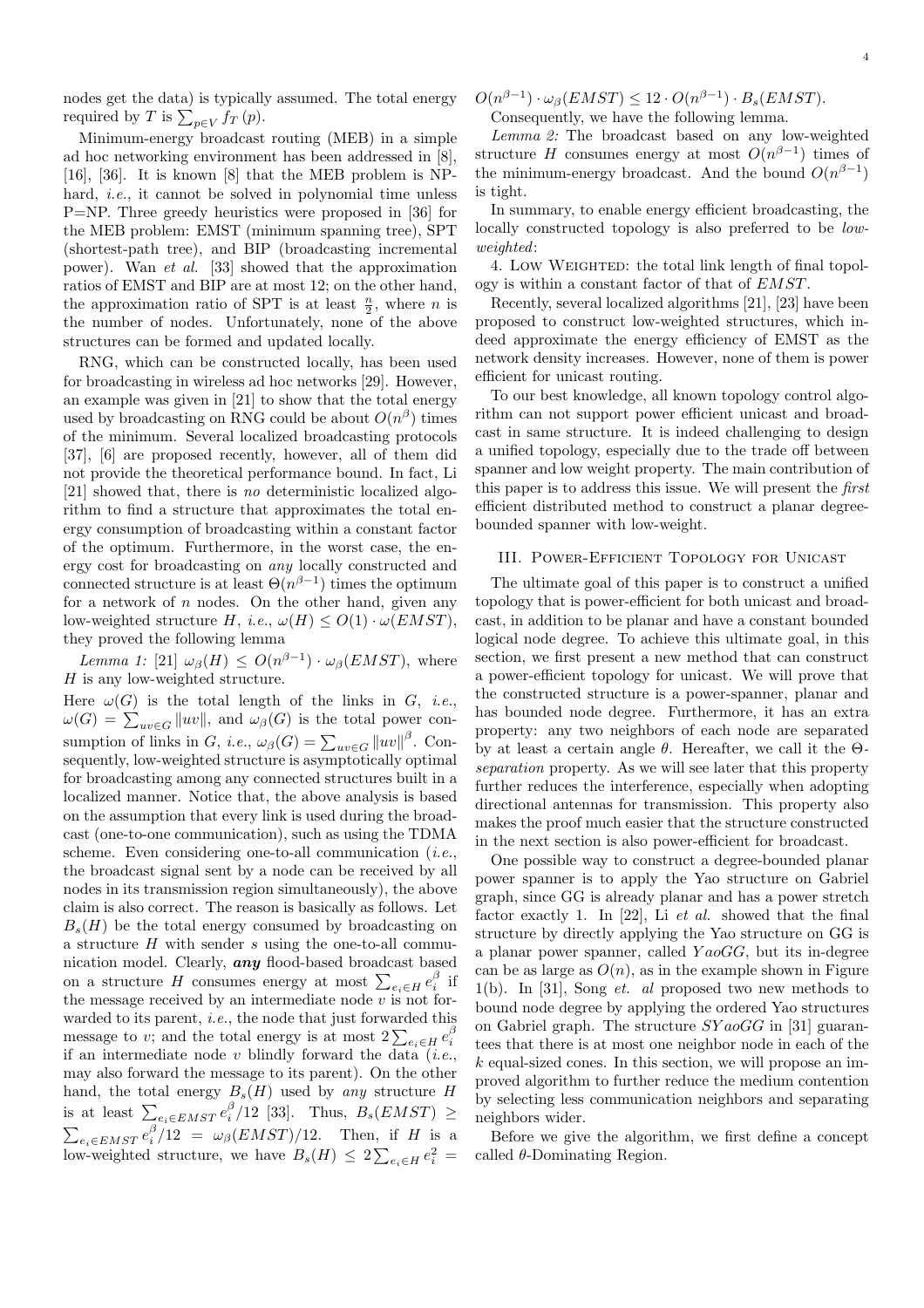nodes get the data) is typically assumed. The total energy required by $T$ is $\sum_{p \in V} f_T(p)$.

Minimum-energy broadcast routing (MEB) in a simple ad hoc networking environment has been addressed in [8], [16], [36]. It is known [8] that the MEB problem is NP-hard, *i.e.*, it cannot be solved in polynomial time unless P=NP. Three greedy heuristics were proposed in [36] for the MEB problem: EMST (minimum spanning tree), SPT (shortest-path tree), and BIP (broadcasting incremental power). Wan *et al.* [33] showed that the approximation ratios of EMST and BIP are at most 12; on the other hand, the approximation ratio of SPT is at least $\frac{n}{2}$, where $n$ is the number of nodes. Unfortunately, none of the above structures can be formed and updated locally.

RNG, which can be constructed locally, has been used for broadcasting in wireless ad hoc networks [29]. However, an example was given in [21] to show that the total energy used by broadcasting on RNG could be about $O(n^\beta)$ times of the minimum. Several localized broadcasting protocols [37], [6] are proposed recently, however, all of them did not provide the theoretical performance bound. In fact, Li [21] showed that, there is *no* deterministic localized algorithm to find a structure that approximates the total energy consumption of broadcasting within a constant factor of the optimum. Furthermore, in the worst case, the energy cost for broadcasting on *any* locally constructed and connected structure is at least $\Theta(n^{\beta-1})$ times the optimum for a network of $n$ nodes. On the other hand, given any low-weighted structure $H$, *i.e.*, $\omega(H) \leq O(1) \cdot \omega(EMST)$, they proved the following lemma

*Lemma 1:* [21] $\omega_\beta(H) \leq O(n^{\beta-1}) \cdot \omega_\beta(EMST)$, where $H$ is any low-weighted structure.

Here $\omega(G)$ is the total length of the links in $G$, *i.e.*, $\omega(G) = \sum_{uv \in G} \|uv\|$, and $\omega_\beta(G)$ is the total power consumption of links in $G$, *i.e.*, $\omega_\beta(G) = \sum_{uv \in G} \|uv\|^\beta$. Consequently, low-weighted structure is asymptotically optimal for broadcasting among any connected structures built in a localized manner. Notice that, the above analysis is based on the assumption that every link is used during the broadcast (one-to-one communication), such as using the TDMA scheme. Even considering one-to-all communication (*i.e.*, the broadcast signal sent by a node can be received by all nodes in its transmission region simultaneously), the above claim is also correct. The reason is basically as follows. Let $B_s(H)$ be the total energy consumed by broadcasting on a structure $H$ with sender $s$ using the one-to-all communication model. Clearly, ***any*** flood-based broadcast based on a structure $H$ consumes energy at most $\sum_{e_i \in H} e_i^\beta$ if the message received by an intermediate node $v$ is not forwarded to its parent, *i.e.*, the node that just forwarded this message to $v$; and the total energy is at most $2\sum_{e_i \in H} e_i^\beta$ if an intermediate node $v$ blindly forward the data (*i.e.*, may also forward the message to its parent). On the other hand, the total energy $B_s(H)$ used by *any* structure $H$ is at least $\sum_{e_i \in EMST} e_i^\beta/12$ [33]. Thus, $B_s(EMST) \geq \sum_{e_i \in EMST} e_i^\beta/12 = \omega_\beta(EMST)/12$. Then, if $H$ is a low-weighted structure, we have $B_s(H) \leq 2\sum_{e_i \in H} e_i^2 = O(n^{\beta-1}) \cdot \omega_\beta(EMST) \leq 12 \cdot O(n^{\beta-1}) \cdot B_s(EMST)$.

Consequently, we have the following lemma.

*Lemma 2:* The broadcast based on any low-weighted structure $H$ consumes energy at most $O(n^{\beta-1})$ times of the minimum-energy broadcast. And the bound $O(n^{\beta-1})$ is tight.

In summary, to enable energy efficient broadcasting, the locally constructed topology is also preferred to be *low-weighted*:

4. Low Weighted: the total link length of final topology is within a constant factor of that of $EMST$.

Recently, several localized algorithms [21], [23] have been proposed to construct low-weighted structures, which indeed approximate the energy efficiency of EMST as the network density increases. However, none of them is power efficient for unicast routing.

To our best knowledge, all known topology control algorithm can not support power efficient unicast and broadcast in same structure. It is indeed challenging to design a unified topology, especially due to the trade off between spanner and low weight property. The main contribution of this paper is to address this issue. We will present the *first* efficient distributed method to construct a planar degree-bounded spanner with low-weight.

## III. Power-Efficient Topology for Unicast

The ultimate goal of this paper is to construct a unified topology that is power-efficient for both unicast and broadcast, in addition to be planar and have a constant bounded logical node degree. To achieve this ultimate goal, in this section, we first present a new method that can construct a power-efficient topology for unicast. We will prove that the constructed structure is a power-spanner, planar and has bounded node degree. Furthermore, it has an extra property: any two neighbors of each node are separated by at least a certain angle $\theta$. Hereafter, we call it the $\Theta$-*separation* property. As we will see later that this property further reduces the interference, especially when adopting directional antennas for transmission. This property also makes the proof much easier that the structure constructed in the next section is also power-efficient for broadcast.

One possible way to construct a degree-bounded planar power spanner is to apply the Yao structure on Gabriel graph, since GG is already planar and has a power stretch factor exactly 1. In [22], Li *et al.* showed that the final structure by directly applying the Yao structure on GG is a planar power spanner, called $YaoGG$, but its in-degree can be as large as $O(n)$, as in the example shown in Figure 1(b). In [31], Song *et. al* proposed two new methods to bound node degree by applying the ordered Yao structures on Gabriel graph. The structure $SYaoGG$ in [31] guarantees that there is at most one neighbor node in each of the $k$ equal-sized cones. In this section, we will propose an improved algorithm to further reduce the medium contention by selecting less communication neighbors and separating neighbors wider.

Before we give the algorithm, we first define a concept called $\theta$-Dominating Region.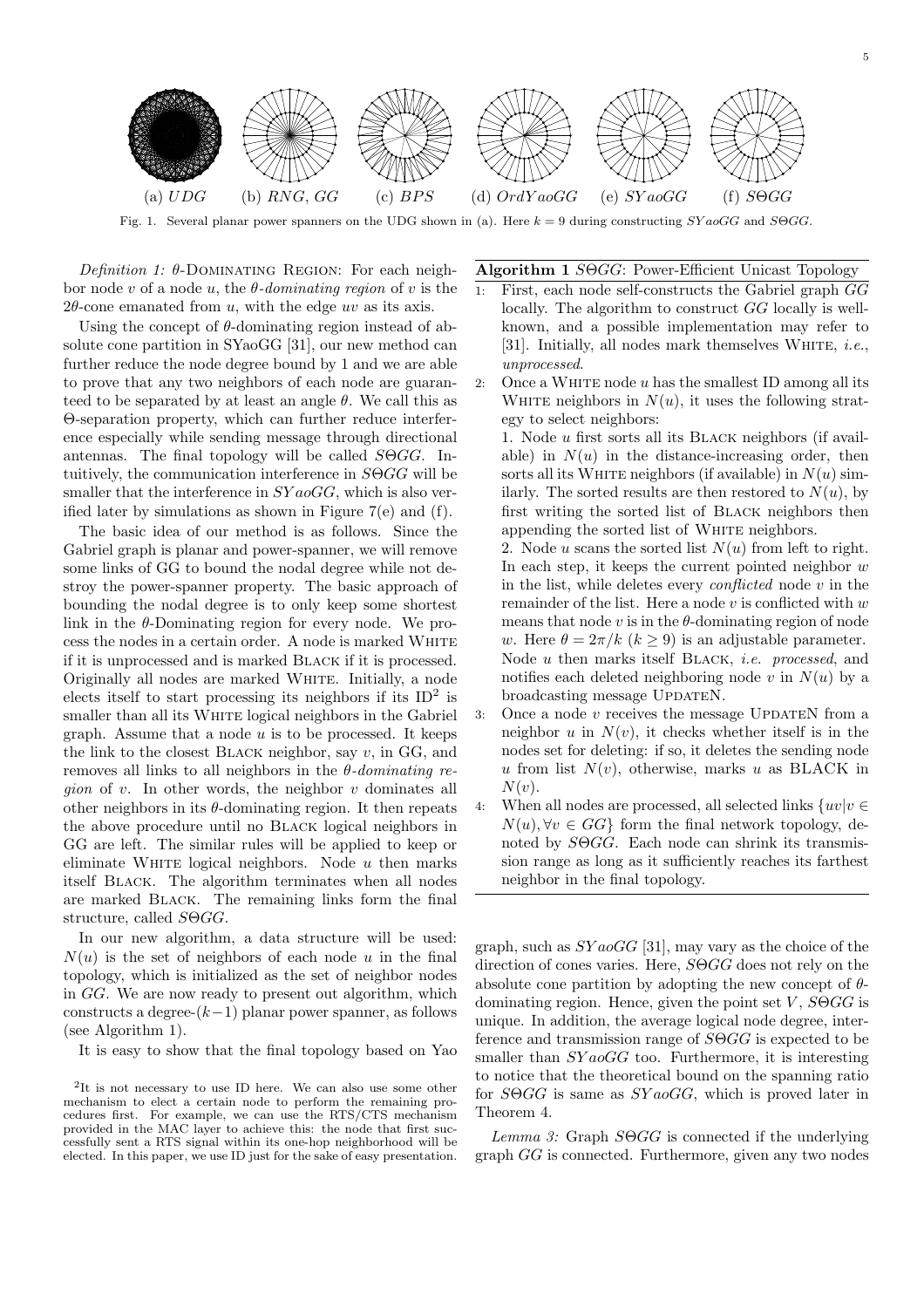(a) $UDG$ (b) $RNG$, $GG$ (c) $BPS$ (d) $OrdYaoGG$ (e) $SYaoGG$ (f) $S\Theta GG$

Fig. 1. Several planar power spanners on the UDG shown in (a). Here $k = 9$ during constructing $SYaoGG$ and $S\Theta GG$.

*Definition 1:* $\theta$-DOMINATING REGION: For each neighbor node $v$ of a node $u$, the *$\theta$-dominating region* of $v$ is the $2\theta$-cone emanated from $u$, with the edge $uv$ as its axis.

Using the concept of $\theta$-dominating region instead of absolute cone partition in SYaoGG [31], our new method can further reduce the node degree bound by 1 and we are able to prove that any two neighbors of each node are guaranteed to be separated by at least an angle $\theta$. We call this as $\Theta$-separation property, which can further reduce interference especially while sending message through directional antennas. The final topology will be called $S\Theta GG$. Intuitively, the communication interference in $S\Theta GG$ will be smaller that the interference in $SYaoGG$, which is also verified later by simulations as shown in Figure 7(e) and (f).

The basic idea of our method is as follows. Since the Gabriel graph is planar and power-spanner, we will remove some links of GG to bound the nodal degree while not destroy the power-spanner property. The basic approach of bounding the nodal degree is to only keep some shortest link in the $\theta$-Dominating region for every node. We process the nodes in a certain order. A node is marked WHITE if it is unprocessed and is marked BLACK if it is processed. Originally all nodes are marked WHITE. Initially, a node elects itself to start processing its neighbors if its ID[2] is smaller than all its WHITE logical neighbors in the Gabriel graph. Assume that a node $u$ is to be processed. It keeps the link to the closest BLACK neighbor, say $v$, in GG, and removes all links to all neighbors in the *$\theta$-dominating region* of $v$. In other words, the neighbor $v$ dominates all other neighbors in its $\theta$-dominating region. It then repeats the above procedure until no BLACK logical neighbors in GG are left. The similar rules will be applied to keep or eliminate WHITE logical neighbors. Node $u$ then marks itself BLACK. The algorithm terminates when all nodes are marked BLACK. The remaining links form the final structure, called $S\Theta GG$.

In our new algorithm, a data structure will be used: $N(u)$ is the set of neighbors of each node $u$ in the final topology, which is initialized as the set of neighbor nodes in $GG$. We are now ready to present out algorithm, which constructs a degree-$(k-1)$ planar power spanner, as follows (see Algorithm 1).

It is easy to show that the final topology based on Yao graph, such as $SYaoGG$ [31], may vary as the choice of the direction of cones varies. Here, $S\Theta GG$ does not rely on the absolute cone partition by adopting the new concept of $\theta$-dominating region. Hence, given the point set $V$, $S\Theta GG$ is unique. In addition, the average logical node degree, interference and transmission range of $S\Theta GG$ is expected to be smaller than $SYaoGG$ too. Furthermore, it is interesting to notice that the theoretical bound on the spanning ratio for $S\Theta GG$ is same as $SYaoGG$, which is proved later in Theorem 4.

[2]It is not necessary to use ID here. We can also use some other mechanism to elect a certain node to perform the remaining procedures first. For example, we can use the RTS/CTS mechanism provided in the MAC layer to achieve this: the node that first successfully sent a RTS signal within its one-hop neighborhood will be elected. In this paper, we use ID just for the sake of easy presentation.

**Algorithm 1** $S\Theta GG$: Power-Efficient Unicast Topology

1: First, each node self-constructs the Gabriel graph $GG$ locally. The algorithm to construct $GG$ locally is well-known, and a possible implementation may refer to [31]. Initially, all nodes mark themselves WHITE, *i.e.*, *unprocessed*.

2: Once a WHITE node $u$ has the smallest ID among all its WHITE neighbors in $N(u)$, it uses the following strategy to select neighbors:
1. Node $u$ first sorts all its BLACK neighbors (if available) in $N(u)$ in the distance-increasing order, then sorts all its WHITE neighbors (if available) in $N(u)$ similarly. The sorted results are then restored to $N(u)$, by first writing the sorted list of BLACK neighbors then appending the sorted list of WHITE neighbors.
2. Node $u$ scans the sorted list $N(u)$ from left to right. In each step, it keeps the current pointed neighbor $w$ in the list, while deletes every *conflicted* node $v$ in the remainder of the list. Here a node $v$ is conflicted with $w$ means that node $v$ is in the $\theta$-dominating region of node $w$. Here $\theta = 2\pi/k$ ($k \geq 9$) is an adjustable parameter. Node $u$ then marks itself BLACK, *i.e. processed*, and notifies each deleted neighboring node $v$ in $N(u)$ by a broadcasting message UPDATEN.

3: Once a node $v$ receives the message UPDATEN from a neighbor $u$ in $N(v)$, it checks whether itself is in the nodes set for deleting: if so, it deletes the sending node $u$ from list $N(v)$, otherwise, marks $u$ as BLACK in $N(v)$.

4: When all nodes are processed, all selected links $\{uv | v \in N(u), \forall v \in GG\}$ form the final network topology, denoted by $S\Theta GG$. Each node can shrink its transmission range as long as it sufficiently reaches its farthest neighbor in the final topology.

*Lemma 3:* Graph $S\Theta GG$ is connected if the underlying graph $GG$ is connected. Furthermore, given any two nodes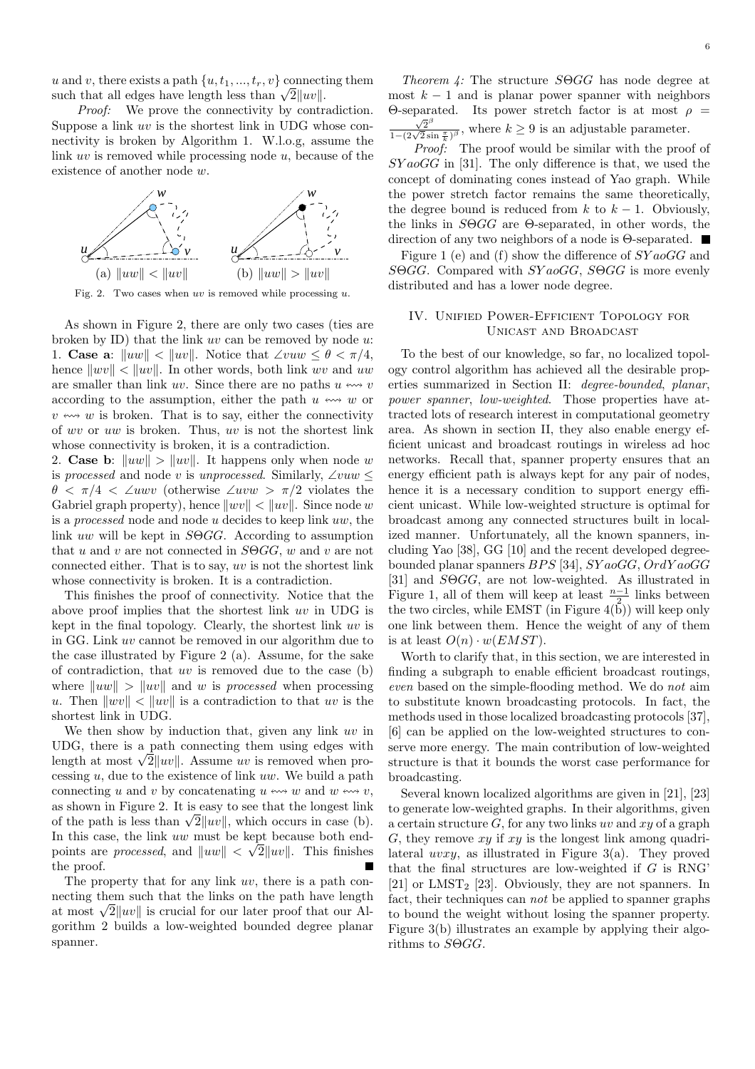$u$ and $v$, there exists a path $\{u, t_1, ..., t_r, v\}$ connecting them such that all edges have length less than $\sqrt{2}\|uv\|$.

*Proof:* We prove the connectivity by contradiction. Suppose a link $uv$ is the shortest link in UDG whose connectivity is broken by Algorithm 1. W.l.o.g, assume the link $uv$ is removed while processing node $u$, because of the existence of another node $w$.

(a) $\|uw\| < \|uv\|$ (b) $\|uw\| > \|uv\|$

Fig. 2. Two cases when $uv$ is removed while processing $u$.

As shown in Figure 2, there are only two cases (ties are broken by ID) that the link $uv$ can be removed by node $u$:
1. **Case a**: $\|uw\| < \|uv\|$. Notice that $\angle vuw \leq \theta < \pi/4$, hence $\|wv\| < \|uv\|$. In other words, both link $wv$ and $uw$ are smaller than link $uv$. Since there are no paths $u \leftrightsquigarrow v$ according to the assumption, either the path $u \leftrightsquigarrow w$ or $v \leftrightsquigarrow w$ is broken. That is to say, either the connectivity of $wv$ or $uw$ is broken. Thus, $uv$ is not the shortest link whose connectivity is broken, it is a contradiction.
2. **Case b**: $\|uw\| > \|uv\|$. It happens only when node $w$ is *processed* and node $v$ is *unprocessed*. Similarly, $\angle vuw \leq \theta < \pi/4 < \angle uwv$ (otherwise $\angle uvw > \pi/2$ violates the Gabriel graph property), hence $\|wv\| < \|uv\|$. Since node $w$ is a *processed* node and node $u$ decides to keep link $uw$, the link $uw$ will be kept in $S\Theta GG$. According to assumption that $u$ and $v$ are not connected in $S\Theta GG$, $w$ and $v$ are not connected either. That is to say, $uv$ is not the shortest link whose connectivity is broken. It is a contradiction.

This finishes the proof of connectivity. Notice that the above proof implies that the shortest link $uv$ in UDG is kept in the final topology. Clearly, the shortest link $uv$ is in GG. Link $uv$ cannot be removed in our algorithm due to the case illustrated by Figure 2 (a). Assume, for the sake of contradiction, that $uv$ is removed due to the case (b) where $\|uw\| > \|uv\|$ and $w$ is *processed* when processing $u$. Then $\|wv\| < \|uv\|$ is a contradiction to that $uv$ is the shortest link in UDG.

We then show by induction that, given any link $uv$ in UDG, there is a path connecting them using edges with length at most $\sqrt{2}\|uv\|$. Assume $uv$ is removed when processing $u$, due to the existence of link $uw$. We build a path connecting $u$ and $v$ by concatenating $u \leftrightsquigarrow w$ and $w \leftrightsquigarrow v$, as shown in Figure 2. It is easy to see that the longest link of the path is less than $\sqrt{2}\|uv\|$, which occurs in case (b). In this case, the link $uw$ must be kept because both endpoints are *processed*, and $\|uw\| < \sqrt{2}\|uv\|$. This finishes the proof. ∎

The property that for any link $uv$, there is a path connecting them such that the links on the path have length at most $\sqrt{2}\|uv\|$ is crucial for our later proof that our Algorithm 2 builds a low-weighted bounded degree planar spanner.

*Theorem 4:* The structure $S\Theta GG$ has node degree at most $k-1$ and is planar power spanner with neighbors $\Theta$-separated. Its power stretch factor is at most $\rho = \frac{\sqrt{2}^{\beta}}{1-(2\sqrt{2}\sin\frac{\pi}{k})^{\beta}}$, where $k \geq 9$ is an adjustable parameter.

*Proof:* The proof would be similar with the proof of $SYaoGG$ in [31]. The only difference is that, we used the concept of dominating cones instead of Yao graph. While the power stretch factor remains the same theoretically, the degree bound is reduced from $k$ to $k-1$. Obviously, the links in $S\Theta GG$ are $\Theta$-separated, in other words, the direction of any two neighbors of a node is $\Theta$-separated. ∎

Figure 1 (e) and (f) show the difference of $SYaoGG$ and $S\Theta GG$. Compared with $SYaoGG$, $S\Theta GG$ is more evenly distributed and has a lower node degree.

## IV. Unified Power-Efficient Topology for Unicast and Broadcast

To the best of our knowledge, so far, no localized topology control algorithm has achieved all the desirable properties summarized in Section II: *degree-bounded*, *planar*, *power spanner*, *low-weighted*. Those properties have attracted lots of research interest in computational geometry area. As shown in section II, they also enable energy efficient unicast and broadcast routings in wireless ad hoc networks. Recall that, spanner property ensures that an energy efficient path is always kept for any pair of nodes, hence it is a necessary condition to support energy efficient unicast. While low-weighted structure is optimal for broadcast among any connected structures built in localized manner. Unfortunately, all the known spanners, including Yao [38], GG [10] and the recent developed degree-bounded planar spanners $BPS$ [34], $SYaoGG$, $OrdYaoGG$ [31] and $S\Theta GG$, are not low-weighted. As illustrated in Figure 1, all of them will keep at least $\frac{n-1}{2}$ links between the two circles, while EMST (in Figure 4(b)) will keep only one link between them. Hence the weight of any of them is at least $O(n) \cdot w(EMST)$.

Worth to clarify that, in this section, we are interested in finding a subgraph to enable efficient broadcast routings, *even* based on the simple-flooding method. We do *not* aim to substitute known broadcasting protocols. In fact, the methods used in those localized broadcasting protocols [37], [6] can be applied on the low-weighted structures to conserve more energy. The main contribution of low-weighted structure is that it bounds the worst case performance for broadcasting.

Several known localized algorithms are given in [21], [23] to generate low-weighted graphs. In their algorithms, given a certain structure $G$, for any two links $uv$ and $xy$ of a graph $G$, they remove $xy$ if $xy$ is the longest link among quadrilateral $uvxy$, as illustrated in Figure 3(a). They proved that the final structures are low-weighted if $G$ is RNG' [21] or $\text{LMST}_2$ [23]. Obviously, they are not spanners. In fact, their techniques can *not* be applied to spanner graphs to bound the weight without losing the spanner property. Figure 3(b) illustrates an example by applying their algorithms to $S\Theta GG$.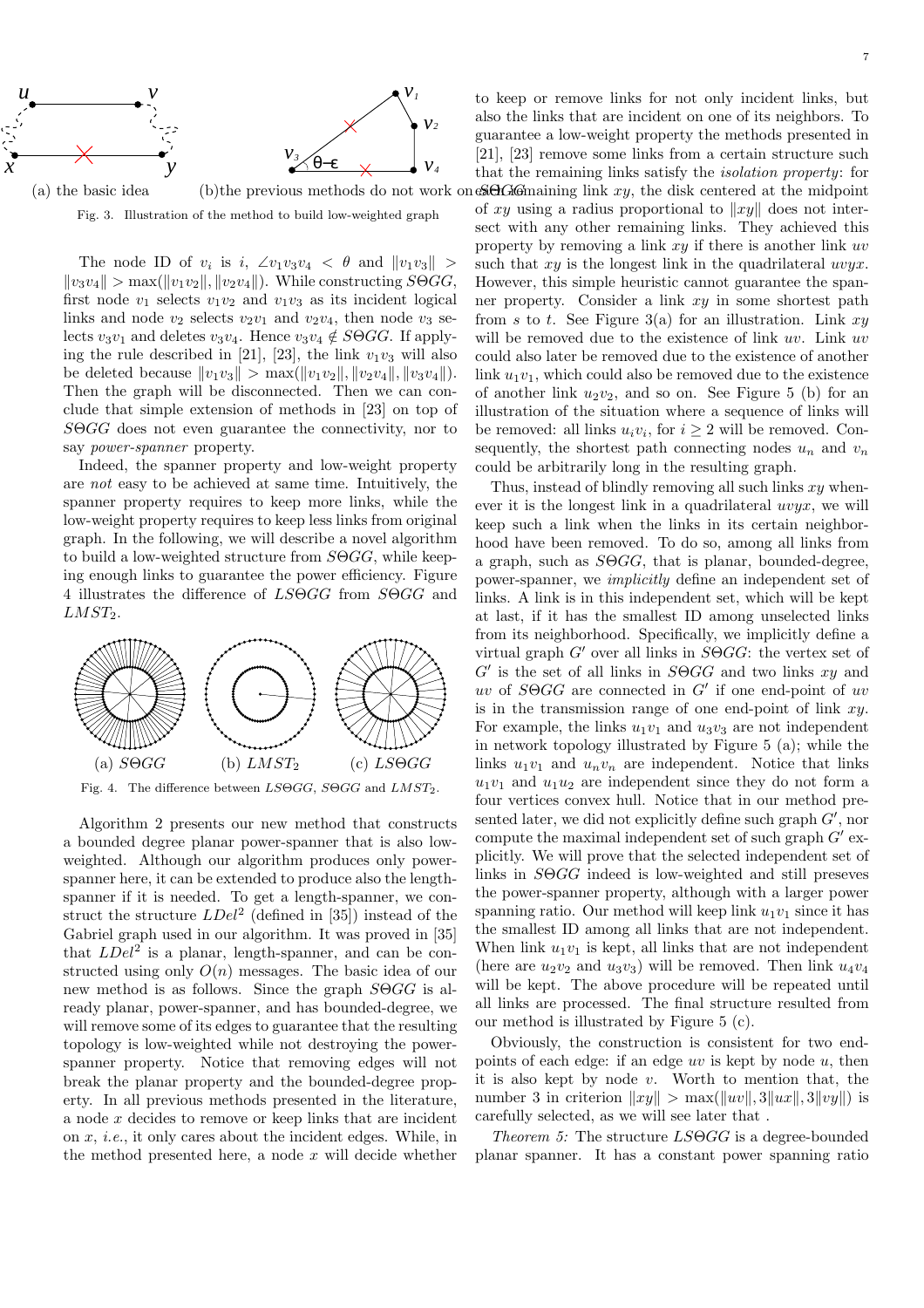(a) the basic idea (b)the previous methods do not work on $S\Theta GG$

Fig. 3. Illustration of the method to build low-weighted graph

The node ID of $v_i$ is $i$, $\angle v_1v_3v_4 < \theta$ and $\|v_1v_3\| > \|v_3v_4\| > \max(\|v_1v_2\|, \|v_2v_4\|)$. While constructing $S\Theta GG$, first node $v_1$ selects $v_1v_2$ and $v_1v_3$ as its incident logical links and node $v_2$ selects $v_2v_1$ and $v_2v_4$, then node $v_3$ selects $v_3v_1$ and deletes $v_3v_4$. Hence $v_3v_4 \notin S\Theta GG$. If applying the rule described in [21], [23], the link $v_1v_3$ will also be deleted because $\|v_1v_3\| > \max(\|v_1v_2\|, \|v_2v_4\|, \|v_3v_4\|)$. Then the graph will be disconnected. Then we can conclude that simple extension of methods in [23] on top of $S\Theta GG$ does not even guarantee the connectivity, nor to say *power-spanner* property.

Indeed, the spanner property and low-weight property are *not* easy to be achieved at same time. Intuitively, the spanner property requires to keep more links, while the low-weight property requires to keep less links from original graph. In the following, we will describe a novel algorithm to build a low-weighted structure from $S\Theta GG$, while keeping enough links to guarantee the power efficiency. Figure 4 illustrates the difference of $LS\Theta GG$ from $S\Theta GG$ and $LMST_2$.

(a) $S\Theta GG$ (b) $LMST_2$ (c) $LS\Theta GG$

Fig. 4. The difference between $LS\Theta GG$, $S\Theta GG$ and $LMST_2$.

Algorithm 2 presents our new method that constructs a bounded degree planar power-spanner that is also low-weighted. Although our algorithm produces only power-spanner here, it can be extended to produce also the length-spanner if it is needed. To get a length-spanner, we construct the structure $LDel^2$ (defined in [35]) instead of the Gabriel graph used in our algorithm. It was proved in [35] that $LDel^2$ is a planar, length-spanner, and can be constructed using only $O(n)$ messages. The basic idea of our new method is as follows. Since the graph $S\Theta GG$ is already planar, power-spanner, and has bounded-degree, we will remove some of its edges to guarantee that the resulting topology is low-weighted while not destroying the power-spanner property. Notice that removing edges will not break the planar property and the bounded-degree property. In all previous methods presented in the literature, a node $x$ decides to remove or keep links that are incident on $x$, *i.e.*, it only cares about the incident edges. While, in the method presented here, a node $x$ will decide whether to keep or remove links for not only incident links, but also the links that are incident on one of its neighbors. To guarantee a low-weight property the methods presented in [21], [23] remove some links from a certain structure such that the remaining links satisfy the *isolation property*: for each remaining link $xy$, the disk centered at the midpoint of $xy$ using a radius proportional to $\|xy\|$ does not intersect with any other remaining links. They achieved this property by removing a link $xy$ if there is another link $uv$ such that $xy$ is the longest link in the quadrilateral $uvyx$. However, this simple heuristic cannot guarantee the spanner property. Consider a link $xy$ in some shortest path from $s$ to $t$. See Figure 3(a) for an illustration. Link $xy$ will be removed due to the existence of link $uv$. Link $uv$ could also later be removed due to the existence of another link $u_1v_1$, which could also be removed due to the existence of another link $u_2v_2$, and so on. See Figure 5 (b) for an illustration of the situation where a sequence of links will be removed: all links $u_iv_i$, for $i \geq 2$ will be removed. Consequently, the shortest path connecting nodes $u_n$ and $v_n$ could be arbitrarily long in the resulting graph.

Thus, instead of blindly removing all such links $xy$ whenever it is the longest link in a quadrilateral $uvyx$, we will keep such a link when the links in its certain neighborhood have been removed. To do so, among all links from a graph, such as $S\Theta GG$, that is planar, bounded-degree, power-spanner, we *implicitly* define an independent set of links. A link is in this independent set, which will be kept at last, if it has the smallest ID among unselected links from its neighborhood. Specifically, we implicitly define a virtual graph $G'$ over all links in $S\Theta GG$: the vertex set of $G'$ is the set of all links in $S\Theta GG$ and two links $xy$ and $uv$ of $S\Theta GG$ are connected in $G'$ if one end-point of $uv$ is in the transmission range of one end-point of link $xy$. For example, the links $u_1v_1$ and $u_3v_3$ are not independent in network topology illustrated by Figure 5 (a); while the links $u_1v_1$ and $u_nv_n$ are independent. Notice that links $u_1v_1$ and $u_1u_2$ are independent since they do not form a four vertices convex hull. Notice that in our method presented later, we did not explicitly define such graph $G'$, nor compute the maximal independent set of such graph $G'$ explicitly. We will prove that the selected independent set of links in $S\Theta GG$ indeed is low-weighted and still preseves the power-spanner property, although with a larger power spanning ratio. Our method will keep link $u_1v_1$ since it has the smallest ID among all links that are not independent. When link $u_1v_1$ is kept, all links that are not independent (here are $u_2v_2$ and $u_3v_3$) will be removed. Then link $u_4v_4$ will be kept. The above procedure will be repeated until all links are processed. The final structure resulted from our method is illustrated by Figure 5 (c).

Obviously, the construction is consistent for two end-points of each edge: if an edge $uv$ is kept by node $u$, then it is also kept by node $v$. Worth to mention that, the number 3 in criterion $\|xy\| > \max(\|uv\|, 3\|ux\|, 3\|vy\|)$ is carefully selected, as we will see later that .

*Theorem 5:* The structure $LS\Theta GG$ is a degree-bounded planar spanner. It has a constant power spanning ratio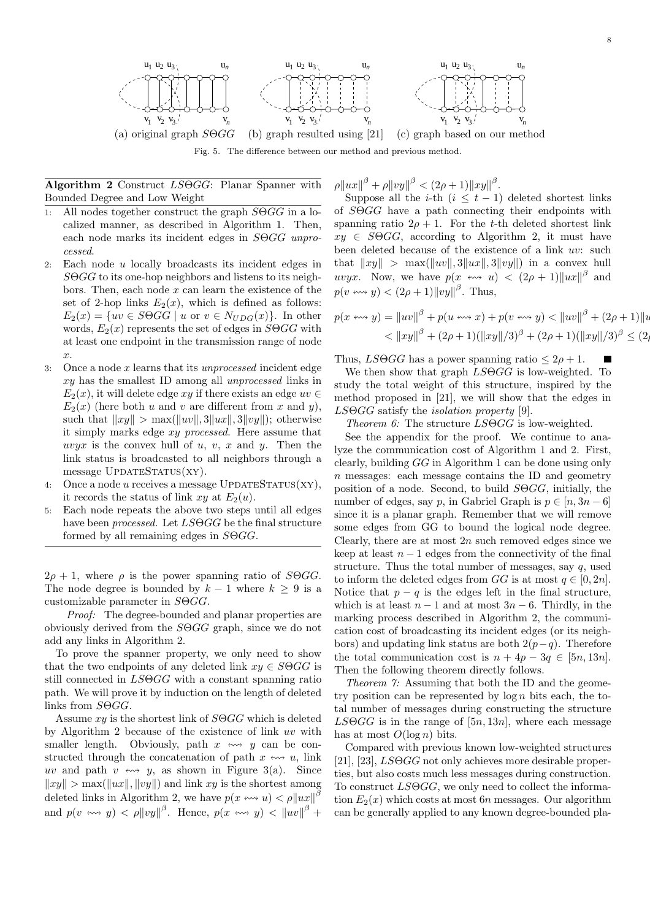(a) original graph $S\Theta GG$ (b) graph resulted using [21] (c) graph based on our method

Fig. 5. The difference between our method and previous method.

**Algorithm 2** Construct $LS\Theta GG$: Planar Spanner with Bounded Degree and Low Weight

1. All nodes together construct the graph $S\Theta GG$ in a localized manner, as described in Algorithm 1. Then, each node marks its incident edges in $S\Theta GG$ *unprocessed*.
2. Each node $u$ locally broadcasts its incident edges in $S\Theta GG$ to its one-hop neighbors and listens to its neighbors. Then, each node $x$ can learn the existence of the set of 2-hop links $E_2(x)$, which is defined as follows: $E_2(x) = \{uv \in S\Theta GG \mid u \text{ or } v \in N_{UDG}(x)\}$. In other words, $E_2(x)$ represents the set of edges in $S\Theta GG$ with at least one endpoint in the transmission range of node $x$.
3. Once a node $x$ learns that its *unprocessed* incident edge $xy$ has the smallest ID among all *unprocessed* links in $E_2(x)$, it will delete edge $xy$ if there exists an edge $uv \in E_2(x)$ (here both $u$ and $v$ are different from $x$ and $y$), such that $\|xy\| > \max(\|uv\|, 3\|ux\|, 3\|vy\|)$; otherwise it simply marks edge $xy$ *processed*. Here assume that $uvyx$ is the convex hull of $u$, $v$, $x$ and $y$. Then the link status is broadcasted to all neighbors through a message UPDATESTATUS(XY).
4. Once a node $u$ receives a message UPDATESTATUS(XY), it records the status of link $xy$ at $E_2(u)$.
5. Each node repeats the above two steps until all edges have been *processed*. Let $LS\Theta GG$ be the final structure formed by all remaining edges in $S\Theta GG$.

$2\rho + 1$, where $\rho$ is the power spanning ratio of $S\Theta GG$. The node degree is bounded by $k-1$ where $k \geq 9$ is a customizable parameter in $S\Theta GG$.

*Proof:* The degree-bounded and planar properties are obviously derived from the $S\Theta GG$ graph, since we do not add any links in Algorithm 2.

To prove the spanner property, we only need to show that the two endpoints of any deleted link $xy \in S\Theta GG$ is still connected in $LS\Theta GG$ with a constant spanning ratio path. We will prove it by induction on the length of deleted links from $S\Theta GG$.

Assume $xy$ is the shortest link of $S\Theta GG$ which is deleted by Algorithm 2 because of the existence of link $uv$ with smaller length. Obviously, path $x \leadsto y$ can be constructed through the concatenation of path $x \leadsto u$, link $uv$ and path $v \leadsto y$, as shown in Figure 3(a). Since $\|xy\| > \max(\|ux\|, \|vy\|)$ and link $xy$ is the shortest among deleted links in Algorithm 2, we have $p(x \leadsto u) < \rho\|ux\|^{\beta}$ and $p(v \leadsto y) < \rho\|vy\|^{\beta}$. Hence, $p(x \leadsto y) < \|uv\|^{\beta} + \rho\|ux\|^{\beta} + \rho\|vy\|^{\beta} < (2\rho+1)\|xy\|^{\beta}$.

Suppose all the $i$-th ($i \leq t-1$) deleted shortest links of $S\Theta GG$ have a path connecting their endpoints with spanning ratio $2\rho + 1$. For the $t$-th deleted shortest link $xy \in S\Theta GG$, according to Algorithm 2, it must have been deleted because of the existence of a link $uv$: such that $\|xy\| > \max(\|uv\|, 3\|ux\|, 3\|vy\|)$ in a convex hull $uvyx$. Now, we have $p(x \leadsto u) < (2\rho+1)\|ux\|^{\beta}$ and $p(v \leadsto y) < (2\rho+1)\|vy\|^{\beta}$. Thus,

$$
\begin{aligned}
p(x \leadsto y) &= \|uv\|^{\beta} + p(u \leadsto x) + p(v \leadsto y) < \|uv\|^{\beta} + (2\rho+1)\|u \\
&< \|xy\|^{\beta} + (2\rho+1)(\|xy\|/3)^{\beta} + (2\rho+1)(\|xy\|/3)^{\beta} \leq (2
\end{aligned}
$$

Thus, $LS\Theta GG$ has a power spanning ratio $\leq 2\rho + 1$. ■

We then show that graph $LS\Theta GG$ is low-weighted. To study the total weight of this structure, inspired by the method proposed in [21], we will show that the edges in $LS\Theta GG$ satisfy the *isolation property* [9].

*Theorem 6:* The structure $LS\Theta GG$ is low-weighted.

See the appendix for the proof. We continue to analyze the communication cost of Algorithm 1 and 2. First, clearly, building $GG$ in Algorithm 1 can be done using only $n$ messages: each message contains the ID and geometry position of a node. Second, to build $S\Theta GG$, initially, the number of edges, say $p$, in Gabriel Graph is $p \in [n, 3n-6]$ since it is a planar graph. Remember that we will remove some edges from GG to bound the logical node degree. Clearly, there are at most $2n$ such removed edges since we keep at least $n-1$ edges from the connectivity of the final structure. Thus the total number of messages, say $q$, used to inform the deleted edges from $GG$ is at most $q \in [0, 2n]$. Notice that $p - q$ is the edges left in the final structure, which is at least $n-1$ and at most $3n-6$. Thirdly, in the marking process described in Algorithm 2, the communication cost of broadcasting its incident edges (or its neighbors) and updating link status are both $2(p-q)$. Therefore the total communication cost is $n + 4p - 3q \in [5n, 13n]$. Then the following theorem directly follows.

*Theorem 7:* Assuming that both the ID and the geometry position can be represented by $\log n$ bits each, the total number of messages during constructing the structure $LS\Theta GG$ is in the range of $[5n, 13n]$, where each message has at most $O(\log n)$ bits.

Compared with previous known low-weighted structures [21], [23], $LS\Theta GG$ not only achieves more desirable properties, but also costs much less messages during construction. To construct $LS\Theta GG$, we only need to collect the information $E_2(x)$ which costs at most $6n$ messages. Our algorithm can be generally applied to any known degree-bounded pla-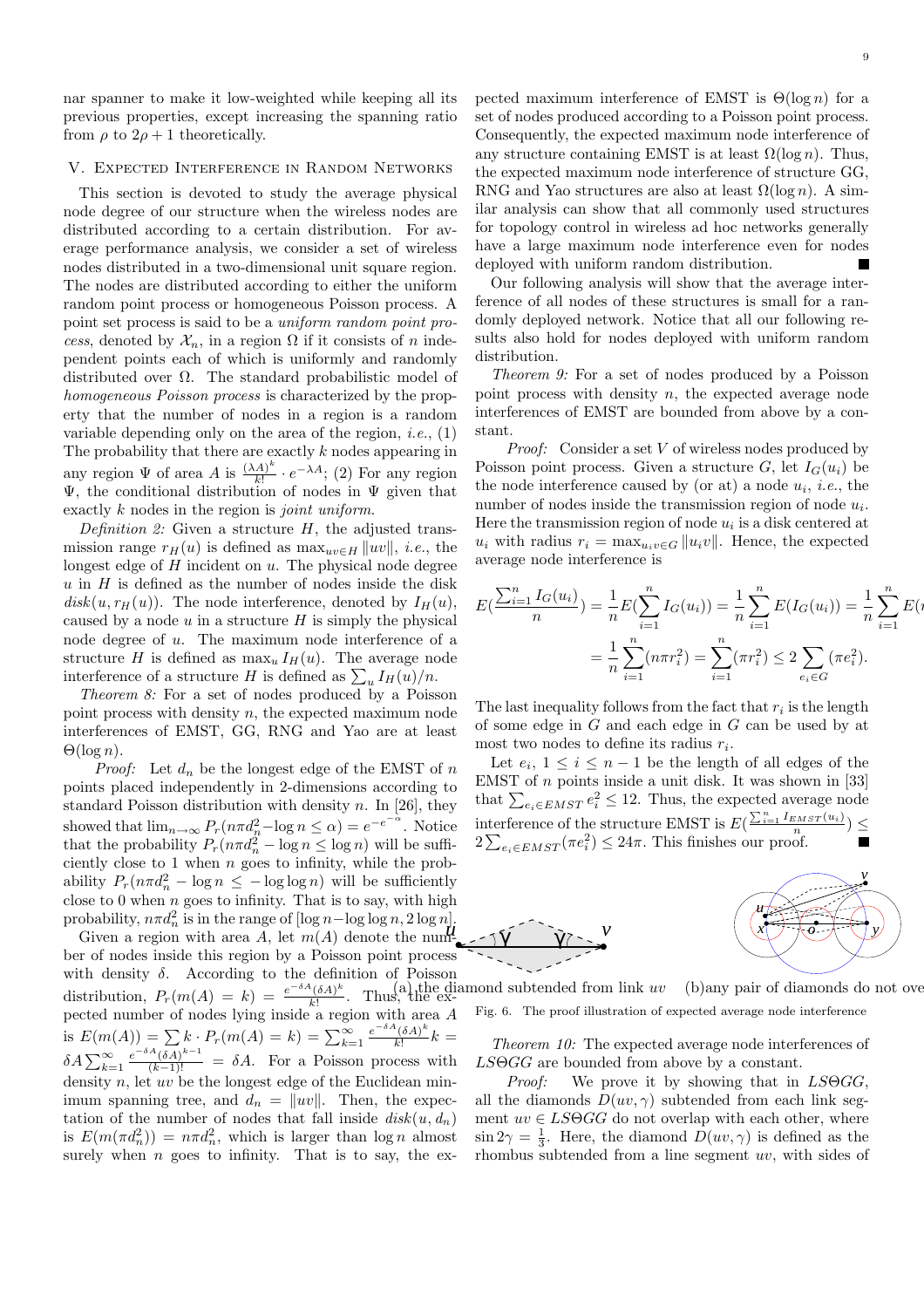nar spanner to make it low-weighted while keeping all its previous properties, except increasing the spanning ratio from $\rho$ to $2\rho + 1$ theoretically.

## V. Expected Interference in Random Networks

This section is devoted to study the average physical node degree of our structure when the wireless nodes are distributed according to a certain distribution. For average performance analysis, we consider a set of wireless nodes distributed in a two-dimensional unit square region. The nodes are distributed according to either the uniform random point process or homogeneous Poisson process. A point set process is said to be a *uniform random point process*, denoted by $\mathcal{X}_n$, in a region $\Omega$ if it consists of $n$ independent points each of which is uniformly and randomly distributed over $\Omega$. The standard probabilistic model of *homogeneous Poisson process* is characterized by the property that the number of nodes in a region is a random variable depending only on the area of the region, *i.e.*, (1) The probability that there are exactly $k$ nodes appearing in any region $\Psi$ of area $A$ is $\frac{(\lambda A)^k}{k!} \cdot e^{-\lambda A}$; (2) For any region $\Psi$, the conditional distribution of nodes in $\Psi$ given that exactly $k$ nodes in the region is *joint uniform*.

*Definition 2:* Given a structure $H$, the adjusted transmission range $r_H(u)$ is defined as $\max_{uv \in H} \|uv\|$, *i.e.*, the longest edge of $H$ incident on $u$. The physical node degree $u$ in $H$ is defined as the number of nodes inside the disk $disk(u, r_H(u))$. The node interference, denoted by $I_H(u)$, caused by a node $u$ in a structure $H$ is simply the physical node degree of $u$. The maximum node interference of a structure $H$ is defined as $\max_u I_H(u)$. The average node interference of a structure $H$ is defined as $\sum_u I_H(u)/n$.

*Theorem 8:* For a set of nodes produced by a Poisson point process with density $n$, the expected maximum node interferences of EMST, GG, RNG and Yao are at least $\Theta(\log n)$.

*Proof:* Let $d_n$ be the longest edge of the EMST of $n$ points placed independently in 2-dimensions according to standard Poisson distribution with density $n$. In [26], they showed that $\lim_{n\to\infty} P_r(n\pi d_n^2 - \log n \le \alpha) = e^{-e^{-\alpha}}$. Notice that the probability $P_r(n\pi d_n^2 - \log n \le \log n)$ will be sufficiently close to 1 when $n$ goes to infinity, while the probability $P_r(n\pi d_n^2 - \log n \le -\log\log n)$ will be sufficiently close to 0 when $n$ goes to infinity. That is to say, with high probability, $n\pi d_n^2$ is in the range of $[\log n - \log\log n, 2\log n]$.

Given a region with area $A$, let $m(A)$ denote the number of nodes inside this region by a Poisson point process with density $\delta$. According to the definition of Poisson distribution, $P_r(m(A) = k) = \frac{e^{-\delta A}(\delta A)^k}{k!}$. Thus, the expected number of nodes lying inside a region with area $A$ is $E(m(A)) = \sum k \cdot P_r(m(A) = k) = \sum_{k=1}^{\infty} \frac{e^{-\delta A}(\delta A)^k}{k!} k = \delta A \sum_{k=1}^{\infty} \frac{e^{-\delta A}(\delta A)^{k-1}}{(k-1)!} = \delta A$. For a Poisson process with density $n$, let $uv$ be the longest edge of the Euclidean minimum spanning tree, and $d_n = \|uv\|$. Then, the expectation of the number of nodes that fall inside $disk(u, d_n)$ is $E(m(\pi d_n^2)) = n\pi d_n^2$, which is larger than $\log n$ almost surely when $n$ goes to infinity. That is to say, the expected maximum interference of EMST is $\Theta(\log n)$ for a set of nodes produced according to a Poisson point process. Consequently, the expected maximum node interference of any structure containing EMST is at least $\Omega(\log n)$. Thus, the expected maximum node interference of structure GG, RNG and Yao structures are also at least $\Omega(\log n)$. A similar analysis can show that all commonly used structures for topology control in wireless ad hoc networks generally have a large maximum node interference even for nodes deployed with uniform random distribution. ■

Our following analysis will show that the average interference of all nodes of these structures is small for a randomly deployed network. Notice that all our following results also hold for nodes deployed with uniform random distribution.

*Theorem 9:* For a set of nodes produced by a Poisson point process with density $n$, the expected average node interferences of EMST are bounded from above by a constant.

*Proof:* Consider a set $V$ of wireless nodes produced by Poisson point process. Given a structure $G$, let $I_G(u_i)$ be the node interference caused by (or at) a node $u_i$, *i.e.*, the number of nodes inside the transmission region of node $u_i$. Here the transmission region of node $u_i$ is a disk centered at $u_i$ with radius $r_i = \max_{u_i v \in G} \|u_i v\|$. Hence, the expected average node interference is

$$E\left(\frac{\sum_{i=1}^{n} I_G(u_i)}{n}\right) = \frac{1}{n} E\left(\sum_{i=1}^{n} I_G(u_i)\right) = \frac{1}{n}\sum_{i=1}^{n} E(I_G(u_i)) = \frac{1}{n}\sum_{i=1}^{n} E(m(\pi r_i^2))$$
$$= \frac{1}{n}\sum_{i=1}^{n}(n\pi r_i^2) = \sum_{i=1}^{n}(\pi r_i^2) \le 2\sum_{e_i \in G}(\pi e_i^2).$$

The last inequality follows from the fact that $r_i$ is the length of some edge in $G$ and each edge in $G$ can be used by at most two nodes to define its radius $r_i$.

Let $e_i$, $1 \le i \le n-1$ be the length of all edges of the EMST of $n$ points inside a unit disk. It was shown in [33] that $\sum_{e_i \in EMST} e_i^2 \le 12$. Thus, the expected average node interference of the structure EMST is $E\left(\frac{\sum_{i=1}^{n} I_{EMST}(u_i)}{n}\right) \le 2\sum_{e_i \in EMST}(\pi e_i^2) \le 24\pi$. This finishes our proof. ■

(a) the diamond subtended from link $uv$ (b) any pair of diamonds do not overlap

Fig. 6. The proof illustration of expected average node interference

*Theorem 10:* The expected average node interferences of $LS\Theta GG$ are bounded from above by a constant.

*Proof:* We prove it by showing that in $LS\Theta GG$, all the diamonds $D(uv, \gamma)$ subtended from each link segment $uv \in LS\Theta GG$ do not overlap with each other, where $\sin 2\gamma = \frac{1}{3}$. Here, the diamond $D(uv, \gamma)$ is defined as the rhombus subtended from a line segment $uv$, with sides of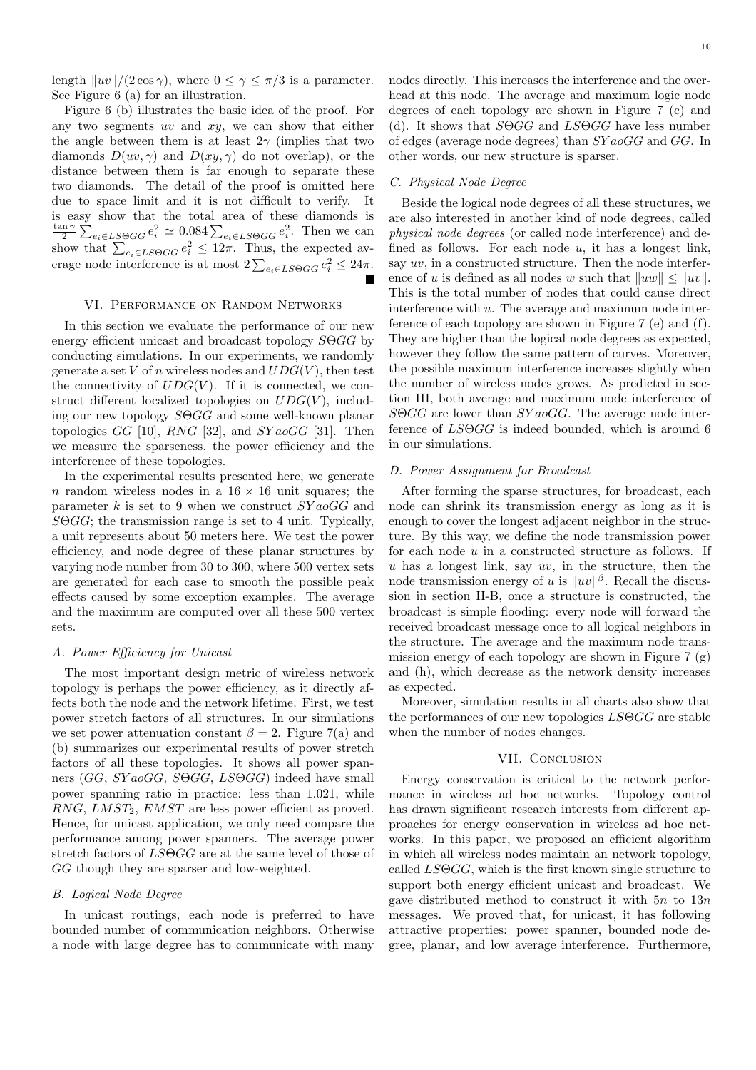length $\|uv\|/(2\cos\gamma)$, where $0 \le \gamma \le \pi/3$ is a parameter. See Figure 6 (a) for an illustration.

Figure 6 (b) illustrates the basic idea of the proof. For any two segments $uv$ and $xy$, we can show that either the angle between them is at least $2\gamma$ (implies that two diamonds $D(uv, \gamma)$ and $D(xy, \gamma)$ do not overlap), or the distance between them is far enough to separate these two diamonds. The detail of the proof is omitted here due to space limit and it is not difficult to verify. It is easy show that the total area of these diamonds is $\frac{\tan\gamma}{2}\sum_{e_i \in LS\Theta GG} e_i^2 \simeq 0.084 \sum_{e_i \in LS\Theta GG} e_i^2$. Then we can show that $\sum_{e_i \in LS\Theta GG} e_i^2 \le 12\pi$. Thus, the expected average node interference is at most $2\sum_{e_i \in LS\Theta GG} e_i^2 \le 24\pi$. ∎

## VI. Performance on Random Networks

In this section we evaluate the performance of our new energy efficient unicast and broadcast topology $S\Theta GG$ by conducting simulations. In our experiments, we randomly generate a set $V$ of $n$ wireless nodes and $UDG(V)$, then test the connectivity of $UDG(V)$. If it is connected, we construct different localized topologies on $UDG(V)$, including our new topology $S\Theta GG$ and some well-known planar topologies $GG$ [10], $RNG$ [32], and $SYaoGG$ [31]. Then we measure the sparseness, the power efficiency and the interference of these topologies.

In the experimental results presented here, we generate $n$ random wireless nodes in a $16 \times 16$ unit squares; the parameter $k$ is set to 9 when we construct $SYaoGG$ and $S\Theta GG$; the transmission range is set to 4 unit. Typically, a unit represents about 50 meters here. We test the power efficiency, and node degree of these planar structures by varying node number from 30 to 300, where 500 vertex sets are generated for each case to smooth the possible peak effects caused by some exception examples. The average and the maximum are computed over all these 500 vertex sets.

### A. Power Efficiency for Unicast

The most important design metric of wireless network topology is perhaps the power efficiency, as it directly affects both the node and the network lifetime. First, we test power stretch factors of all structures. In our simulations we set power attenuation constant $\beta = 2$. Figure 7(a) and (b) summarizes our experimental results of power stretch factors of all these topologies. It shows all power spanners ($GG$, $SYaoGG$, $S\Theta GG$, $LS\Theta GG$) indeed have small power spanning ratio in practice: less than 1.021, while $RNG$, $LMST_2$, $EMST$ are less power efficient as proved. Hence, for unicast application, we only need compare the performance among power spanners. The average power stretch factors of $LS\Theta GG$ are at the same level of those of $GG$ though they are sparser and low-weighted.

### B. Logical Node Degree

In unicast routings, each node is preferred to have bounded number of communication neighbors. Otherwise a node with large degree has to communicate with many nodes directly. This increases the interference and the overhead at this node. The average and maximum logic node degrees of each topology are shown in Figure 7 (c) and (d). It shows that $S\Theta GG$ and $LS\Theta GG$ have less number of edges (average node degrees) than $SYaoGG$ and $GG$. In other words, our new structure is sparser.

### C. Physical Node Degree

Beside the logical node degrees of all these structures, we are also interested in another kind of node degrees, called *physical node degrees* (or called node interference) and defined as follows. For each node $u$, it has a longest link, say $uv$, in a constructed structure. Then the node interference of $u$ is defined as all nodes $w$ such that $\|uw\| \le \|uv\|$. This is the total number of nodes that could cause direct interference with $u$. The average and maximum node interference of each topology are shown in Figure 7 (e) and (f). They are higher than the logical node degrees as expected, however they follow the same pattern of curves. Moreover, the possible maximum interference increases slightly when the number of wireless nodes grows. As predicted in section III, both average and maximum node interference of $S\Theta GG$ are lower than $SYaoGG$. The average node interference of $LS\Theta GG$ is indeed bounded, which is around 6 in our simulations.

### D. Power Assignment for Broadcast

After forming the sparse structures, for broadcast, each node can shrink its transmission energy as long as it is enough to cover the longest adjacent neighbor in the structure. By this way, we define the node transmission power for each node $u$ in a constructed structure as follows. If $u$ has a longest link, say $uv$, in the structure, then the node transmission energy of $u$ is $\|uv\|^{\beta}$. Recall the discussion in section II-B, once a structure is constructed, the broadcast is simple flooding: every node will forward the received broadcast message once to all logical neighbors in the structure. The average and the maximum node transmission energy of each topology are shown in Figure 7 (g) and (h), which decrease as the network density increases as expected.

Moreover, simulation results in all charts also show that the performances of our new topologies $LS\Theta GG$ are stable when the number of nodes changes.

## VII. Conclusion

Energy conservation is critical to the network performance in wireless ad hoc networks. Topology control has drawn significant research interests from different approaches for energy conservation in wireless ad hoc networks. In this paper, we proposed an efficient algorithm in which all wireless nodes maintain an network topology, called $LS\Theta GG$, which is the first known single structure to support both energy efficient unicast and broadcast. We gave distributed method to construct it with $5n$ to $13n$ messages. We proved that, for unicast, it has following attractive properties: power spanner, bounded node degree, planar, and low average interference. Furthermore,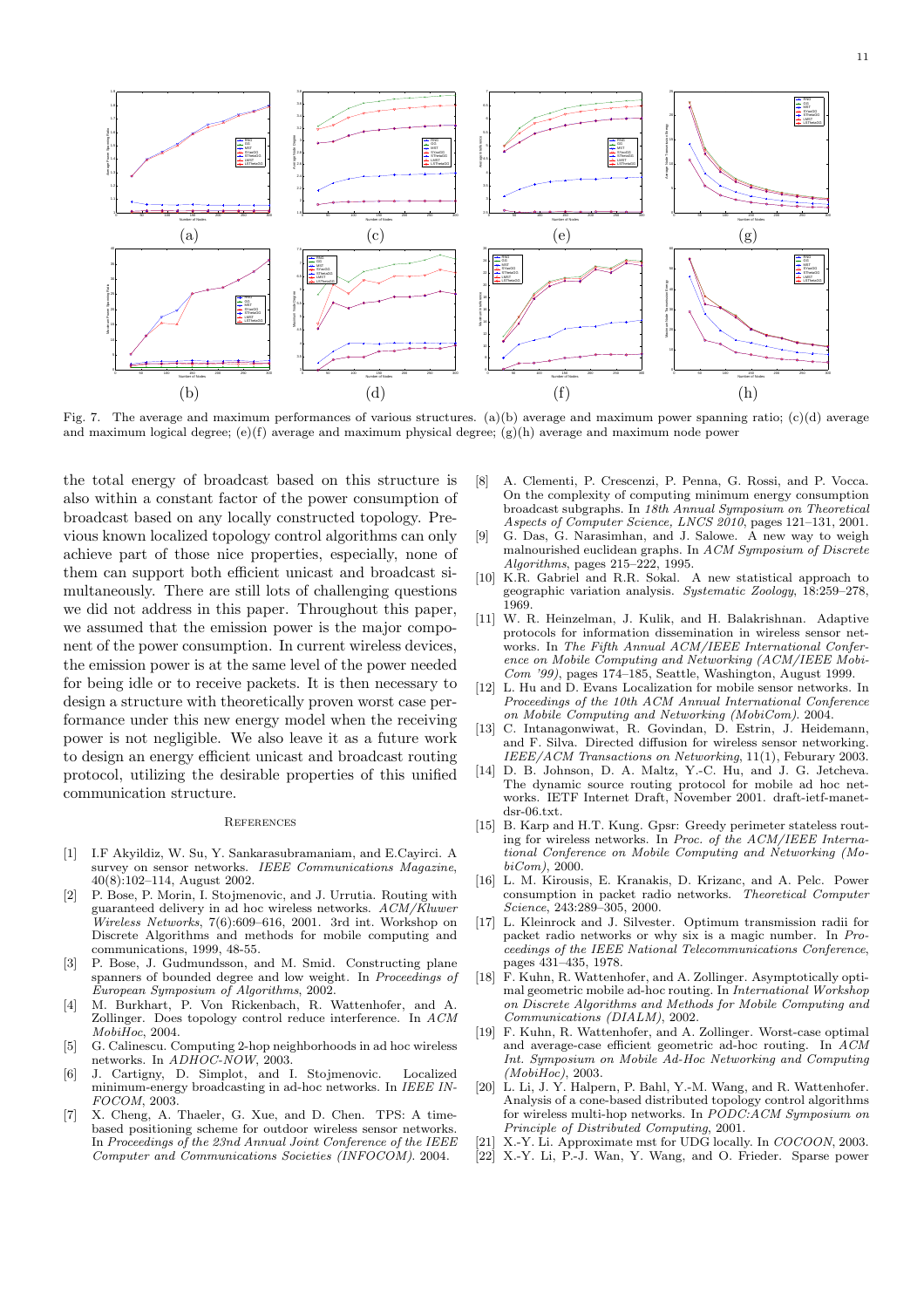Fig. 7. The average and maximum performances of various structures. (a)(b) average and maximum power spanning ratio; (c)(d) average and maximum logical degree; (e)(f) average and maximum physical degree; (g)(h) average and maximum node power

the total energy of broadcast based on this structure is also within a constant factor of the power consumption of broadcast based on any locally constructed topology. Previous known localized topology control algorithms can only achieve part of those nice properties, especially, none of them can support both efficient unicast and broadcast simultaneously. There are still lots of challenging questions we did not address in this paper. Throughout this paper, we assumed that the emission power is the major component of the power consumption. In current wireless devices, the emission power is at the same level of the power needed for being idle or to receive packets. It is then necessary to design a structure with theoretically proven worst case performance under this new energy model when the receiving power is not negligible. We also leave it as a future work to design an energy efficient unicast and broadcast routing protocol, utilizing the desirable properties of this unified communication structure.

## References

[1] I.F Akyildiz, W. Su, Y. Sankarasubramaniam, and E.Cayirci. A survey on sensor networks. *IEEE Communications Magazine*, 40(8):102–114, August 2002.

[2] P. Bose, P. Morin, I. Stojmenovic, and J. Urrutia. Routing with guaranteed delivery in ad hoc wireless networks. *ACM/Kluwer Wireless Networks*, 7(6):609–616, 2001. 3rd int. Workshop on Discrete Algorithms and methods for mobile computing and communications, 1999, 48-55.

[3] P. Bose, J. Gudmundsson, and M. Smid. Constructing plane spanners of bounded degree and low weight. In *Proceedings of European Symposium of Algorithms*, 2002.

[4] M. Burkhart, P. Von Rickenbach, R. Wattenhofer, and A. Zollinger. Does topology control reduce interference. In *ACM MobiHoc*, 2004.

[5] G. Calinescu. Computing 2-hop neighborhoods in ad hoc wireless networks. In *ADHOC-NOW*, 2003.

[6] J. Cartigny, D. Simplot, and I. Stojmenovic. Localized minimum-energy broadcasting in ad-hoc networks. In *IEEE INFOCOM*, 2003.

[7] X. Cheng, A. Thaeler, G. Xue, and D. Chen. TPS: A time-based positioning scheme for outdoor wireless sensor networks. In *Proceedings of the 23nd Annual Joint Conference of the IEEE Computer and Communications Societies (INFOCOM)*. 2004.

[8] A. Clementi, P. Crescenzi, P. Penna, G. Rossi, and P. Vocca. On the complexity of computing minimum energy consumption broadcast subgraphs. In *18th Annual Symposium on Theoretical Aspects of Computer Science, LNCS 2010*, pages 121–131, 2001.

[9] G. Das, G. Narasimhan, and J. Salowe. A new way to weigh malnourished euclidean graphs. In *ACM Symposium of Discrete Algorithms*, pages 215–222, 1995.

[10] K.R. Gabriel and R.R. Sokal. A new statistical approach to geographic variation analysis. *Systematic Zoology*, 18:259–278, 1969.

[11] W. R. Heinzelman, J. Kulik, and H. Balakrishnan. Adaptive protocols for information dissemination in wireless sensor networks. In *The Fifth Annual ACM/IEEE International Conference on Mobile Computing and Networking (ACM/IEEE MobiCom '99)*, pages 174–185, Seattle, Washington, August 1999.

[12] L. Hu and D. Evans Localization for mobile sensor networks. In *Proceedings of the 10th ACM Annual International Conference on Mobile Computing and Networking (MobiCom)*. 2004.

[13] C. Intanagonwiwat, R. Govindan, D. Estrin, J. Heidemann, and F. Silva. Directed diffusion for wireless sensor networking. *IEEE/ACM Transactions on Networking*, 11(1), Feburary 2003.

[14] D. B. Johnson, D. A. Maltz, Y.-C. Hu, and J. G. Jetcheva. The dynamic source routing protocol for mobile ad hoc networks. IETF Internet Draft, November 2001. draft-ietf-manet-dsr-06.txt.

[15] B. Karp and H.T. Kung. Gpsr: Greedy perimeter stateless routing for wireless networks. In *Proc. of the ACM/IEEE International Conference on Mobile Computing and Networking (MobiCom)*, 2000.

[16] L. M. Kirousis, E. Kranakis, D. Krizanc, and A. Pelc. Power consumption in packet radio networks. *Theoretical Computer Science*, 243:289–305, 2000.

[17] L. Kleinrock and J. Silvester. Optimum transmission radii for packet radio networks or why six is a magic number. In *Proceedings of the IEEE National Telecommunications Conference*, pages 431–435, 1978.

[18] F. Kuhn, R. Wattenhofer, and A. Zollinger. Asymptotically optimal geometric mobile ad-hoc routing. In *International Workshop on Discrete Algorithms and Methods for Mobile Computing and Communications (DIALM)*, 2002.

[19] F. Kuhn, R. Wattenhofer, and A. Zollinger. Worst-case optimal and average-case efficient geometric ad-hoc routing. In *ACM Int. Symposium on Mobile Ad-Hoc Networking and Computing (MobiHoc)*, 2003.

[20] L. Li, J. Y. Halpern, P. Bahl, Y.-M. Wang, and R. Wattenhofer. Analysis of a cone-based distributed topology control algorithms for wireless multi-hop networks. In *PODC:ACM Symposium on Principle of Distributed Computing*, 2001.

[21] X.-Y. Li. Approximate mst for UDG locally. In *COCOON*, 2003.

[22] X.-Y. Li, P.-J. Wan, Y. Wang, and O. Frieder. Sparse power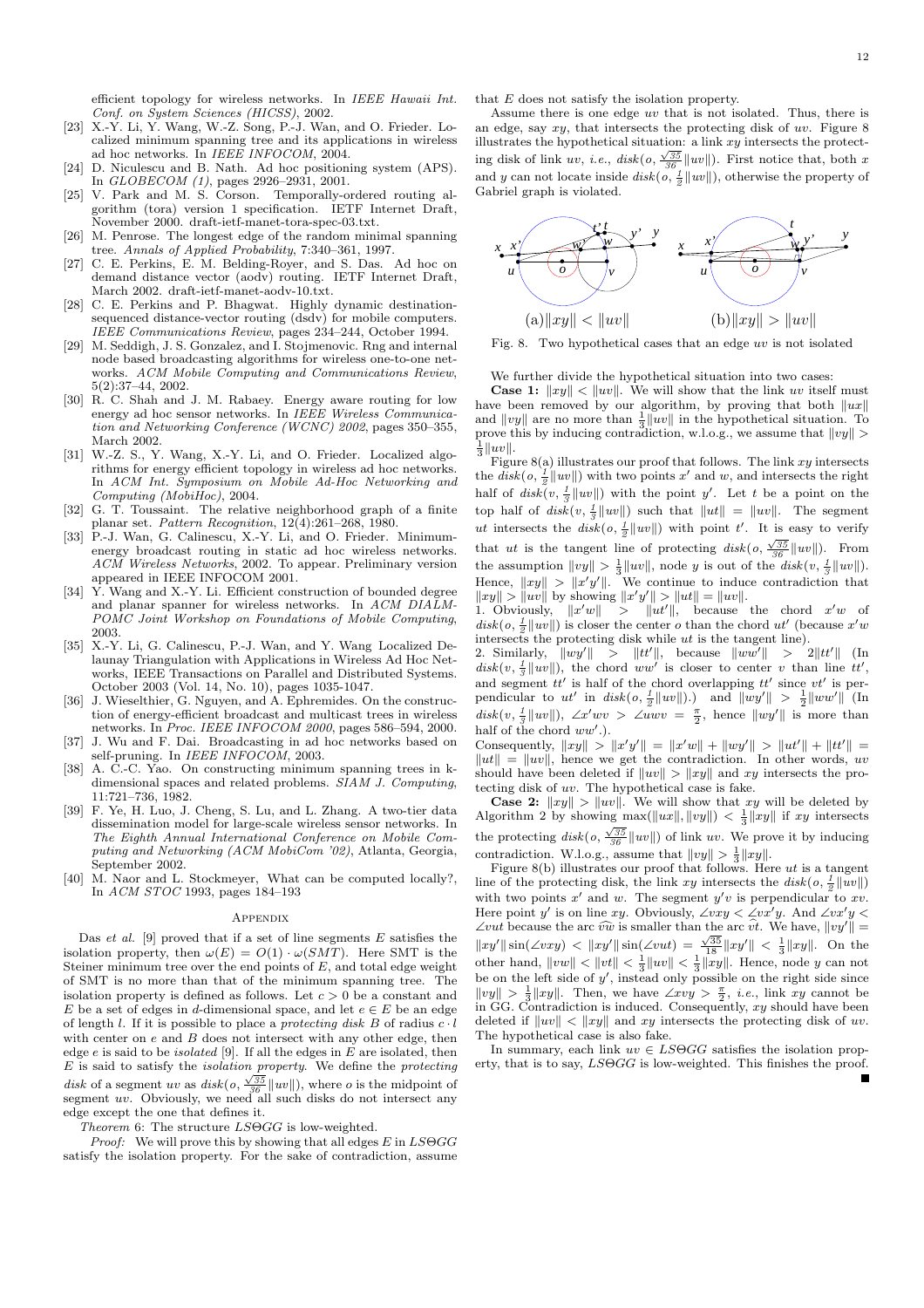efficient topology for wireless networks. In *IEEE Hawaii Int. Conf. on System Sciences (HICSS)*, 2002.

[23] X.-Y. Li, Y. Wang, W.-Z. Song, P.-J. Wan, and O. Frieder. Localized minimum spanning tree and its applications in wireless ad hoc networks. In *IEEE INFOCOM*, 2004.

[24] D. Niculescu and B. Nath. Ad hoc positioning system (APS). In *GLOBECOM (1)*, pages 2926–2931, 2001.

[25] V. Park and M. S. Corson. Temporally-ordered routing algorithm (tora) version 1 specification. IETF Internet Draft, November 2000. draft-ietf-manet-tora-spec-03.txt.

[26] M. Penrose. The longest edge of the random minimal spanning tree. *Annals of Applied Probability*, 7:340–361, 1997.

[27] C. E. Perkins, E. M. Belding-Royer, and S. Das. Ad hoc on demand distance vector (aodv) routing. IETF Internet Draft, March 2002. draft-ietf-manet-aodv-10.txt.

[28] C. E. Perkins and P. Bhagwat. Highly dynamic destination-sequenced distance-vector routing (dsdv) for mobile computers. *IEEE Communications Review*, pages 234–244, October 1994.

[29] M. Seddigh, J. S. Gonzalez, and I. Stojmenovic. Rng and internal node based broadcasting algorithms for wireless one-to-one networks. *ACM Mobile Computing and Communications Review*, 5(2):37–44, 2002.

[30] R. C. Shah and J. M. Rabaey. Energy aware routing for low energy ad hoc sensor networks. In *IEEE Wireless Communication and Networking Conference (WCNC) 2002*, pages 350–355, March 2002.

[31] W.-Z. S., Y. Wang, X.-Y. Li, and O. Frieder. Localized algorithms for energy efficient topology in wireless ad hoc networks. In *ACM Int. Symposium on Mobile Ad-Hoc Networking and Computing (MobiHoc)*, 2004.

[32] G. T. Toussaint. The relative neighborhood graph of a finite planar set. *Pattern Recognition*, 12(4):261–268, 1980.

[33] P.-J. Wan, G. Calinescu, X.-Y. Li, and O. Frieder. Minimum-energy broadcast routing in static ad hoc wireless networks. *ACM Wireless Networks*, 2002. To appear. Preliminary version appeared in IEEE INFOCOM 2001.

[34] Y. Wang and X.-Y. Li. Efficient construction of bounded degree and planar spanner for wireless networks. In *ACM DIALM-POMC Joint Workshop on Foundations of Mobile Computing*, 2003.

[35] X.-Y. Li, G. Calinescu, P.-J. Wan, and Y. Wang Localized Delaunay Triangulation with Applications in Wireless Ad Hoc Networks, IEEE Transactions on Parallel and Distributed Systems. October 2003 (Vol. 14, No. 10), pages 1035-1047.

[36] J. Wieselthier, G. Nguyen, and A. Ephremides. On the construction of energy-efficient broadcast and multicast trees in wireless networks. In *Proc. IEEE INFOCOM 2000*, pages 586–594, 2000.

[37] J. Wu and F. Dai. Broadcasting in ad hoc networks based on self-pruning. In *IEEE INFOCOM*, 2003.

[38] A. C.-C. Yao. On constructing minimum spanning trees in k-dimensional spaces and related problems. *SIAM J. Computing*, 11:721–736, 1982.

[39] F. Ye, H. Luo, J. Cheng, S. Lu, and L. Zhang. A two-tier data dissemination model for large-scale wireless sensor networks. In *The Eighth Annual International Conference on Mobile Computing and Networking (ACM MobiCom '02)*, Atlanta, Georgia, September 2002.

[40] M. Naor and L. Stockmeyer, What can be computed locally?, In *ACM STOC* 1993, pages 184–193

## Appendix

Das *et al.* [9] proved that if a set of line segments $E$ satisfies the isolation property, then $\omega(E) = O(1) \cdot \omega(SMT)$. Here SMT is the Steiner minimum tree over the end points of $E$, and total edge weight of SMT is no more than that of the minimum spanning tree. The isolation property is defined as follows. Let $c > 0$ be a constant and $E$ be a set of edges in $d$-dimensional space, and let $e \in E$ be an edge of length $l$. If it is possible to place a *protecting disk* $B$ of radius $c \cdot l$ with center on $e$ and $B$ does not intersect with any other edge, then edge $e$ is said to be *isolated* [9]. If all the edges in $E$ are isolated, then $E$ is said to satisfy the *isolation property*. We define the *protecting disk* of a segment $uv$ as $disk(o, \frac{\sqrt{35}}{36}\|uv\|)$, where $o$ is the midpoint of segment $uv$. Obviously, we need all such disks do not intersect any edge except the one that defines it.

*Theorem 6:* The structure $LS\Theta GG$ is low-weighted.

*Proof:* We will prove this by showing that all edges $E$ in $LS\Theta GG$ satisfy the isolation property. For the sake of contradiction, assume that $E$ does not satisfy the isolation property.

Assume there is one edge $uv$ that is not isolated. Thus, there is an edge, say $xy$, that intersects the protecting disk of $uv$. Figure 8 illustrates the hypothetical situation: a link $xy$ intersects the protecting disk of link $uv$, *i.e.*, $disk(o, \frac{\sqrt{35}}{36}\|uv\|)$. First notice that, both $x$ and $y$ can not locate inside $disk(o, \frac{1}{2}\|uv\|)$, otherwise the property of Gabriel graph is violated.

(a) $\|xy\| < \|uv\|$ (b) $\|xy\| > \|uv\|$

Fig. 8. Two hypothetical cases that an edge $uv$ is not isolated

We further divide the hypothetical situation into two cases:

**Case 1:** $\|xy\| < \|uv\|$. We will show that the link $uv$ itself must have been removed by our algorithm, by proving that both $\|ux\|$ and $\|vy\|$ are no more than $\frac{1}{3}\|uv\|$ in the hypothetical situation. To prove this by inducing contradiction, w.l.o.g., we assume that $\|vy\| > \frac{1}{3}\|uv\|$.

Figure 8(a) illustrates our proof that follows. The link $xy$ intersects the $disk(o, \frac{1}{2}\|uv\|)$ with two points $x'$ and $w$, and intersects the right half of $disk(v, \frac{1}{3}\|uv\|)$ with the point $y'$. Let $t$ be a point on the top half of $disk(o, \frac{1}{2}\|uv\|)$ such that $\|ut\| = \|uv\|$. The segment $ut$ intersects the $disk(o, \frac{1}{2}\|uv\|)$ with point $t'$. It is easy to verify that $ut$ is the tangent line of protecting $disk(o, \frac{\sqrt{35}}{36}\|uv\|)$. From the assumption $\|vy\| > \frac{1}{3}\|uv\|$, node $y$ is out of the $disk(v, \frac{1}{3}\|uv\|)$. Hence, $\|xy\| > \|x'y'\|$. We continue to induce contradiction that $\|xy\| > \|uv\|$ by showing $\|x'y'\| > \|ut\| = \|uv\|$.

1. Obviously, $\|x'w\| > \|ut'\|$, because the chord $x'w$ of $disk(o, \frac{1}{2}\|uv\|)$ is closer the center $o$ than the chord $ut'$ (because $x'w$ intersects the protecting disk while $ut$ is the tangent line).

2. Similarly, $\|wy'\| > \|tt'\|$, because $\|ww'\| > 2\|tt'\|$ (In $disk(v, \frac{1}{3}\|uv\|)$, the chord $ww'$ is closer to center $v$ than line $tt'$, and segment $tt'$ is half of the chord overlapping $tt'$ since $vt'$ is perpendicular to $ut'$ in $disk(o, \frac{1}{2}\|uv\|)$.) and $\|wy'\| > \frac{1}{2}\|ww'\|$ (In $disk(v, \frac{1}{3}\|uv\|)$, $\angle x'wv > \angle uwv = \frac{\pi}{2}$, hence $\|wy'\|$ is more than half of the chord $ww'$.).

Consequently, $\|xy\| > \|x'y'\| = \|x'w\| + \|wy'\| > \|ut'\| + \|tt'\| = \|ut\| = \|uv\|$, hence we get the contradiction. In other words, $uv$ should have been deleted if $\|uv\| > \|xy\|$ and $xy$ intersects the protecting disk of $uv$. The hypothetical case is fake.

**Case 2:** $\|xy\| > \|uv\|$. We will show that $xy$ will be deleted by Algorithm 2 by showing $\max(\|ux\|, \|vy\|) < \frac{1}{3}\|xy\|$ if $xy$ intersects the protecting $disk(o, \frac{\sqrt{35}}{36}\|uv\|)$ of link $uv$. We prove it by inducing contradiction. W.l.o.g., assume that $\|vy\| > \frac{1}{3}\|xy\|$.

Figure 8(b) illustrates our proof that follows. Here $ut$ is a tangent line of the protecting disk, the link $xy$ intersects the $disk(o, \frac{1}{2}\|uv\|)$ with two points $x'$ and $w$. The segment $y'v$ is perpendicular to $xv$. Here point $y'$ is on line $xy$. Obviously, $\angle vxy < \angle vx'y$. And $\angle vx'y < \angle vut$ because the arc $\widehat{vw}$ is smaller than the arc $\widehat{vt}$. We have, $\|vy'\| = \|xy'\| \sin(\angle vxy) < \|xy'\| \sin(\angle vut) = \frac{\sqrt{35}}{18}\|xy'\| < \frac{1}{3}\|xy\|$. On the other hand, $\|vw\| < \|vt\| < \frac{1}{3}\|uv\| < \frac{1}{3}\|xy\|$. Hence, node $y$ can not be on the left side of $y'$, instead only possible on the right side since $\|vy\| > \frac{1}{3}\|xy\|$. Then, we have $\angle xvy > \frac{\pi}{2}$, *i.e.*, link $xy$ cannot be in GG. Contradiction is induced. Consequently, $xy$ should have been deleted if $\|uv\| < \|xy\|$ and $xy$ intersects the protecting disk of $uv$. The hypothetical case is also fake.

In summary, each link $uv \in LS\Theta GG$ satisfies the isolation property, that is to say, $LS\Theta GG$ is low-weighted. This finishes the proof. ∎